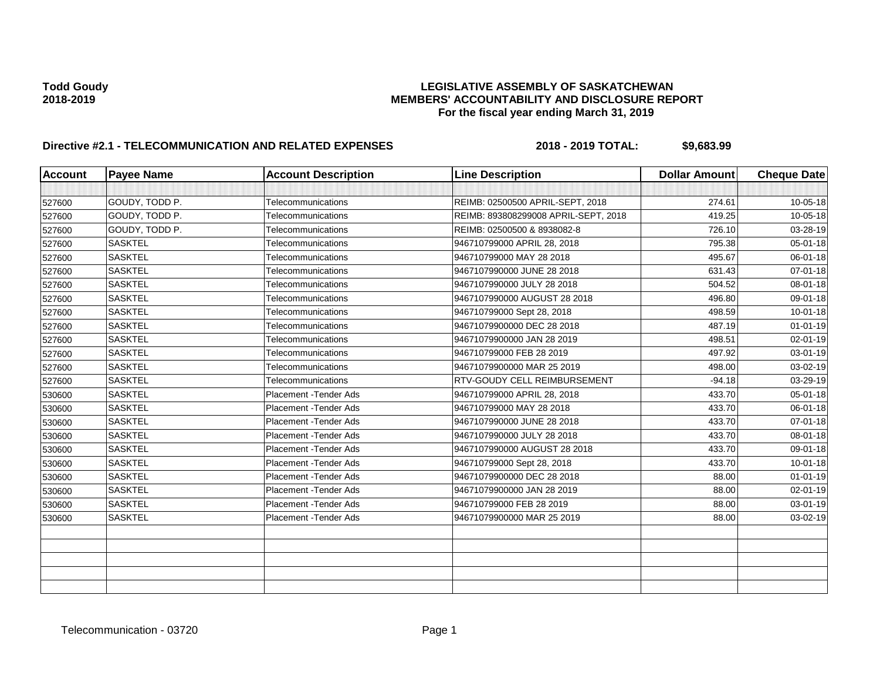**Todd Goudy**
**2018-2019**

# LEGISLATIVE ASSEMBLY OF SASKATCHEWAN
## MEMBERS' ACCOUNTABILITY AND DISCLOSURE REPORT
### For the fiscal year ending March 31, 2019

**Directive #2.1 - TELECOMMUNICATION AND RELATED EXPENSES** **2018 - 2019 TOTAL: $9,683.99**

| Account | Payee Name | Account Description | Line Description | Dollar Amount | Cheque Date |
|---|---|---|---|---|---|
| | | | | | |
| 527600 | GOUDY, TODD P. | Telecommunications | REIMB: 02500500 APRIL-SEPT, 2018 | 274.61 | 10-05-18 |
| 527600 | GOUDY, TODD P. | Telecommunications | REIMB: 893808299008 APRIL-SEPT, 2018 | 419.25 | 10-05-18 |
| 527600 | GOUDY, TODD P. | Telecommunications | REIMB: 02500500 & 8938082-8 | 726.10 | 03-28-19 |
| 527600 | SASKTEL | Telecommunications | 946710799000 APRIL 28, 2018 | 795.38 | 05-01-18 |
| 527600 | SASKTEL | Telecommunications | 946710799000 MAY 28 2018 | 495.67 | 06-01-18 |
| 527600 | SASKTEL | Telecommunications | 9467107990000 JUNE 28 2018 | 631.43 | 07-01-18 |
| 527600 | SASKTEL | Telecommunications | 9467107990000 JULY 28 2018 | 504.52 | 08-01-18 |
| 527600 | SASKTEL | Telecommunications | 9467107990000 AUGUST 28 2018 | 496.80 | 09-01-18 |
| 527600 | SASKTEL | Telecommunications | 946710799000 Sept 28, 2018 | 498.59 | 10-01-18 |
| 527600 | SASKTEL | Telecommunications | 94671079900000 DEC 28 2018 | 487.19 | 01-01-19 |
| 527600 | SASKTEL | Telecommunications | 94671079900000 JAN 28 2019 | 498.51 | 02-01-19 |
| 527600 | SASKTEL | Telecommunications | 946710799000 FEB 28 2019 | 497.92 | 03-01-19 |
| 527600 | SASKTEL | Telecommunications | 94671079900000 MAR 25 2019 | 498.00 | 03-02-19 |
| 527600 | SASKTEL | Telecommunications | RTV-GOUDY CELL REIMBURSEMENT | -94.18 | 03-29-19 |
| 530600 | SASKTEL | Placement -Tender Ads | 946710799000 APRIL 28, 2018 | 433.70 | 05-01-18 |
| 530600 | SASKTEL | Placement -Tender Ads | 946710799000 MAY 28 2018 | 433.70 | 06-01-18 |
| 530600 | SASKTEL | Placement -Tender Ads | 9467107990000 JUNE 28 2018 | 433.70 | 07-01-18 |
| 530600 | SASKTEL | Placement -Tender Ads | 9467107990000 JULY 28 2018 | 433.70 | 08-01-18 |
| 530600 | SASKTEL | Placement -Tender Ads | 9467107990000 AUGUST 28 2018 | 433.70 | 09-01-18 |
| 530600 | SASKTEL | Placement -Tender Ads | 946710799000 Sept 28, 2018 | 433.70 | 10-01-18 |
| 530600 | SASKTEL | Placement -Tender Ads | 94671079900000 DEC 28 2018 | 88.00 | 01-01-19 |
| 530600 | SASKTEL | Placement -Tender Ads | 94671079900000 JAN 28 2019 | 88.00 | 02-01-19 |
| 530600 | SASKTEL | Placement -Tender Ads | 946710799000 FEB 28 2019 | 88.00 | 03-01-19 |
| 530600 | SASKTEL | Placement -Tender Ads | 94671079900000 MAR 25 2019 | 88.00 | 03-02-19 |
| | | | | | |
| | | | | | |
| | | | | | |
| | | | | | |
| | | | | | |

Telecommunication - 03720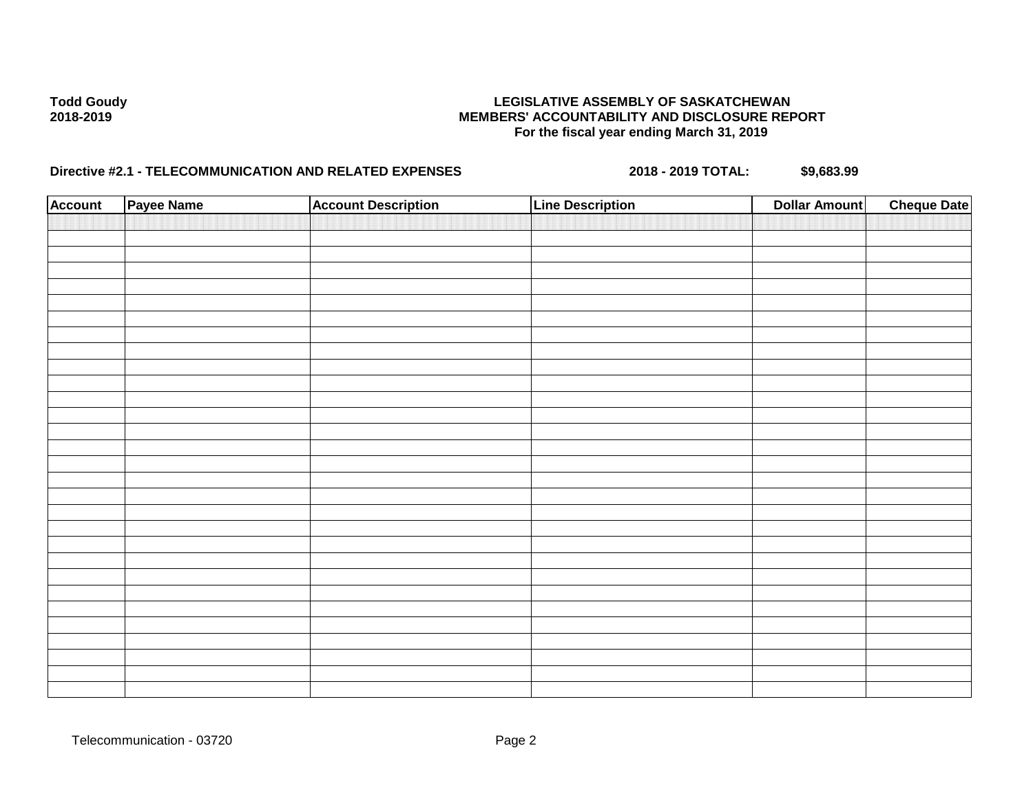**Todd Goudy**
**2018-2019**

**LEGISLATIVE ASSEMBLY OF SASKATCHEWAN**
**MEMBERS' ACCOUNTABILITY AND DISCLOSURE REPORT**
**For the fiscal year ending March 31, 2019**

**Directive #2.1 - TELECOMMUNICATION AND RELATED EXPENSES** **2018 - 2019 TOTAL:** **$9,683.99**

| Account | Payee Name | Account Description | Line Description | Dollar Amount | Cheque Date |
|---|---|---|---|---|---|
| | | | | | |

Telecommunication - 03720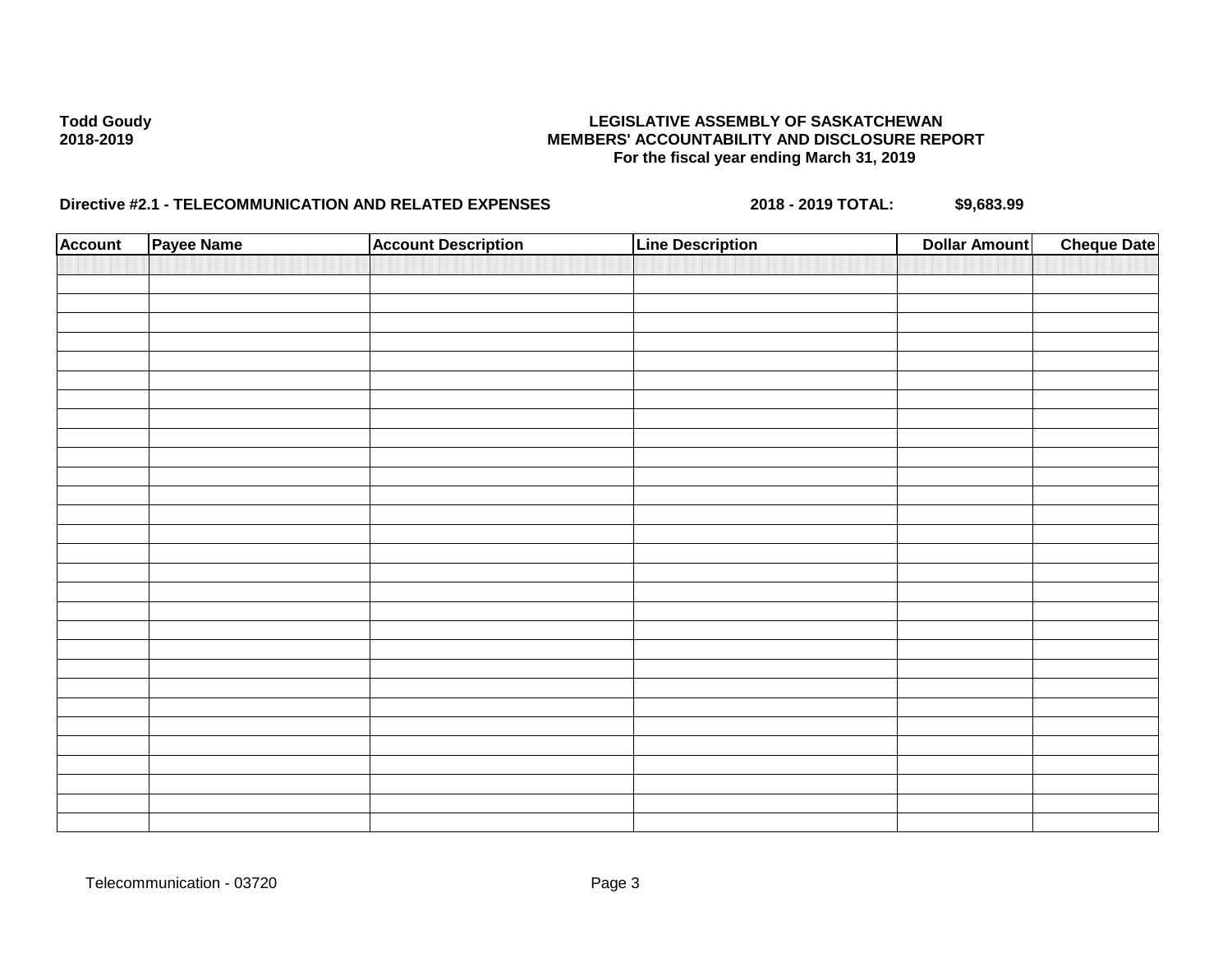**Todd Goudy**
**2018-2019**

**LEGISLATIVE ASSEMBLY OF SASKATCHEWAN**
**MEMBERS' ACCOUNTABILITY AND DISCLOSURE REPORT**
**For the fiscal year ending March 31, 2019**

**Directive #2.1 - TELECOMMUNICATION AND RELATED EXPENSES** **2018 - 2019 TOTAL:** **$9,683.99**

| Account | Payee Name | Account Description | Line Description | Dollar Amount | Cheque Date |
|---|---|---|---|---|---|

Telecommunication - 03720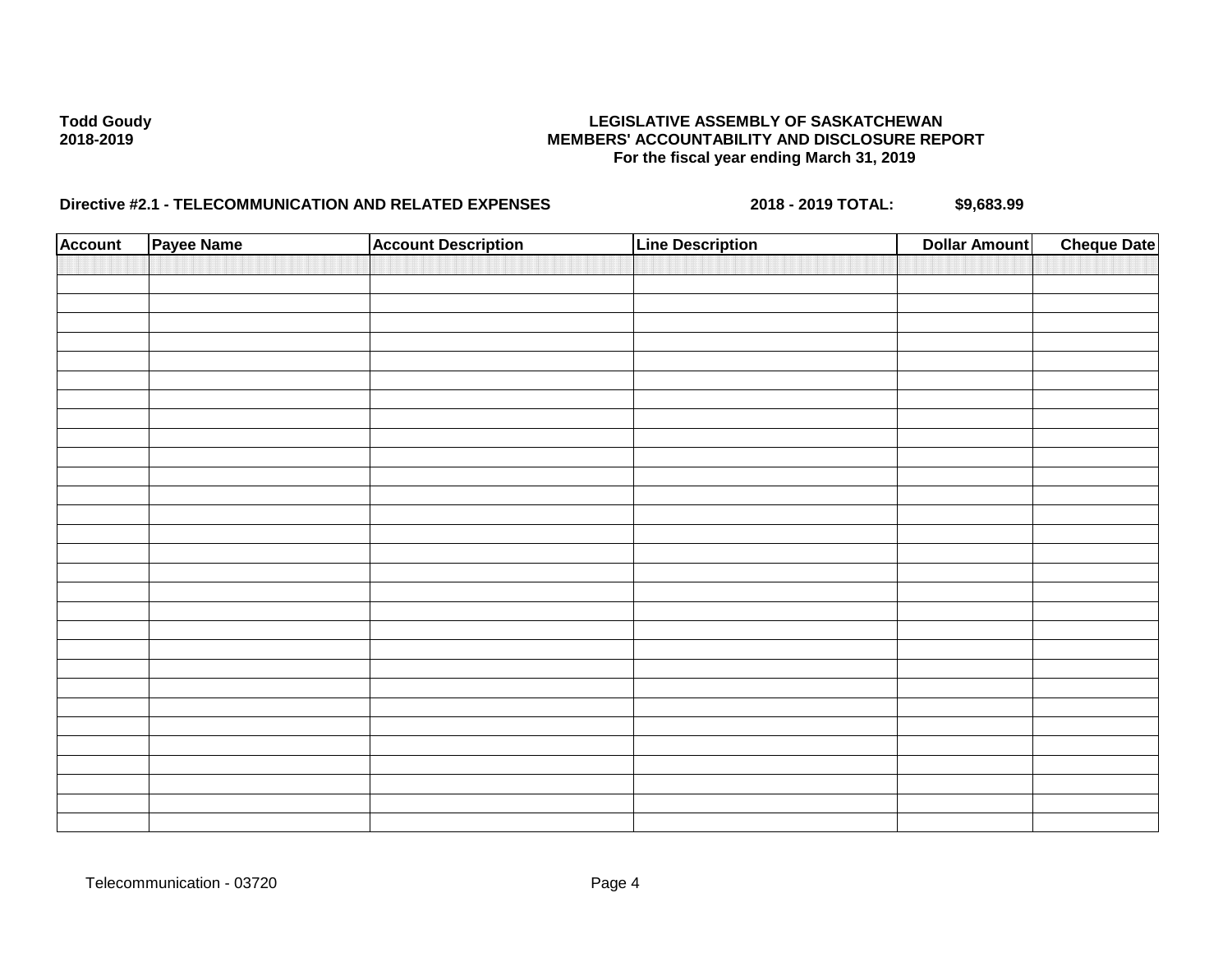**Todd Goudy**
**2018-2019**

**LEGISLATIVE ASSEMBLY OF SASKATCHEWAN**
**MEMBERS' ACCOUNTABILITY AND DISCLOSURE REPORT**
**For the fiscal year ending March 31, 2019**

**Directive #2.1 - TELECOMMUNICATION AND RELATED EXPENSES** **2018 - 2019 TOTAL:** **$9,683.99**

| Account | Payee Name | Account Description | Line Description | Dollar Amount | Cheque Date |
|---|---|---|---|---|---|
| | | | | | |

Telecommunication - 03720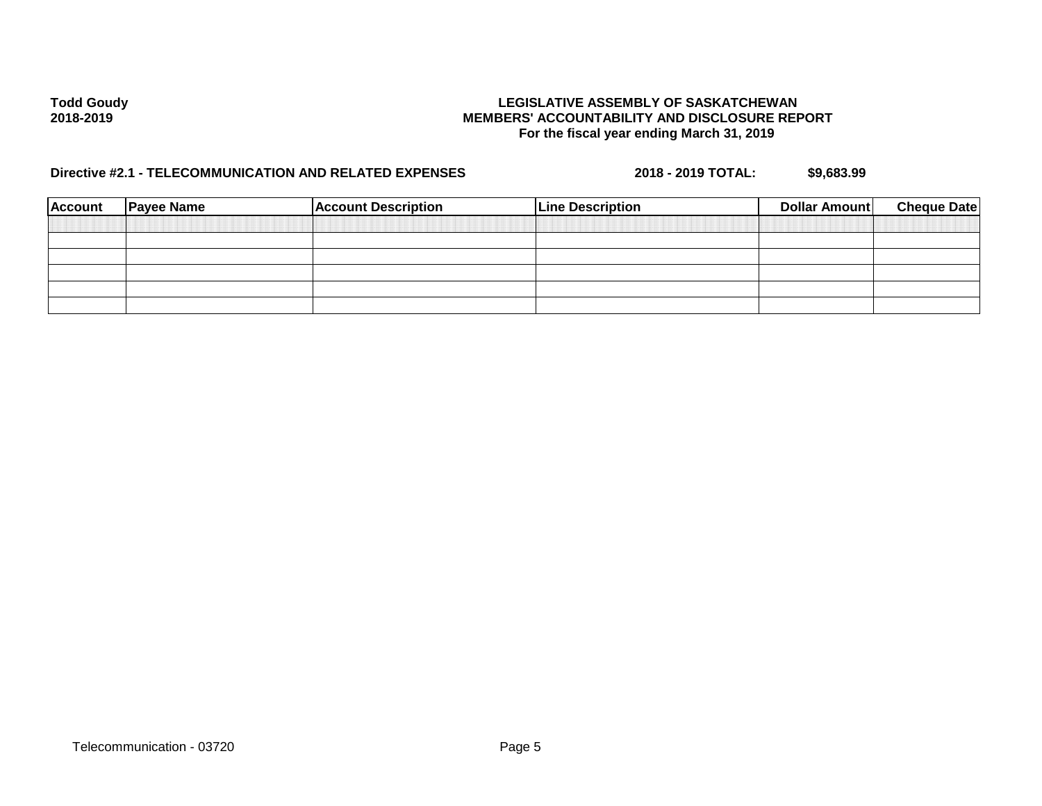**Todd Goudy**
**2018-2019**

**LEGISLATIVE ASSEMBLY OF SASKATCHEWAN**
**MEMBERS' ACCOUNTABILITY AND DISCLOSURE REPORT**
**For the fiscal year ending March 31, 2019**

**Directive #2.1 - TELECOMMUNICATION AND RELATED EXPENSES** **2018 - 2019 TOTAL:** **$9,683.99**

| Account | Payee Name | Account Description | Line Description | Dollar Amount | Cheque Date |
|---|---|---|---|---|---|
| | | | | | |
| | | | | | |
| | | | | | |
| | | | | | |
| | | | | | |
| | | | | | |

Telecommunication - 03720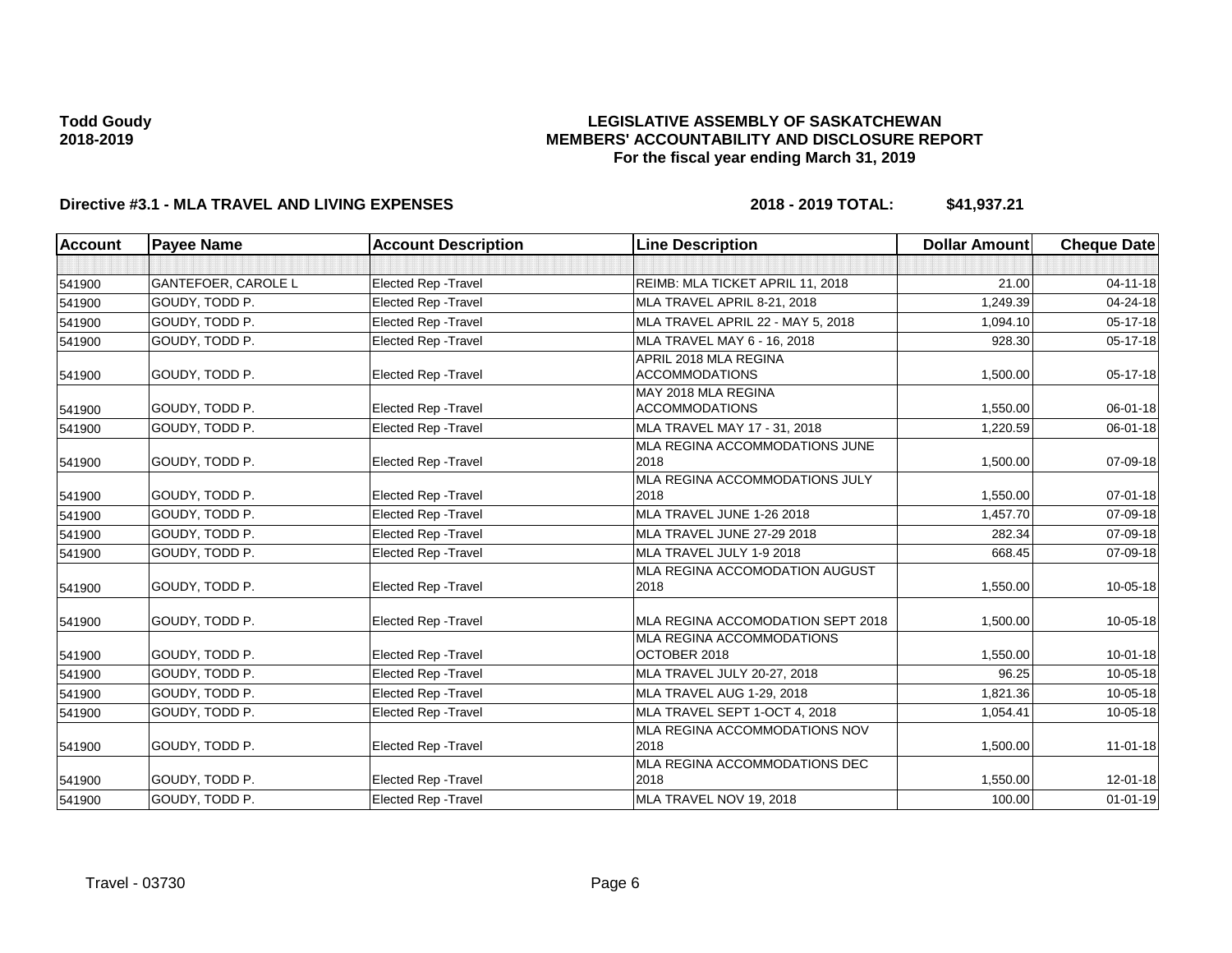**Todd Goudy**
**2018-2019**

**LEGISLATIVE ASSEMBLY OF SASKATCHEWAN**
**MEMBERS' ACCOUNTABILITY AND DISCLOSURE REPORT**
**For the fiscal year ending March 31, 2019**

**Directive #3.1 - MLA TRAVEL AND LIVING EXPENSES** **2018 - 2019 TOTAL: $41,937.21**

| Account | Payee Name | Account Description | Line Description | Dollar Amount | Cheque Date |
|---|---|---|---|---|---|
| | | | | | |
| 541900 | GANTEFOER, CAROLE L | Elected Rep -Travel | REIMB: MLA TICKET APRIL 11, 2018 | 21.00 | 04-11-18 |
| 541900 | GOUDY, TODD P. | Elected Rep -Travel | MLA TRAVEL APRIL 8-21, 2018 | 1,249.39 | 04-24-18 |
| 541900 | GOUDY, TODD P. | Elected Rep -Travel | MLA TRAVEL APRIL 22 - MAY 5, 2018 | 1,094.10 | 05-17-18 |
| 541900 | GOUDY, TODD P. | Elected Rep -Travel | MLA TRAVEL MAY 6 - 16, 2018 | 928.30 | 05-17-18 |
| 541900 | GOUDY, TODD P. | Elected Rep -Travel | APRIL 2018 MLA REGINA ACCOMMODATIONS | 1,500.00 | 05-17-18 |
| 541900 | GOUDY, TODD P. | Elected Rep -Travel | MAY 2018 MLA REGINA ACCOMMODATIONS | 1,550.00 | 06-01-18 |
| 541900 | GOUDY, TODD P. | Elected Rep -Travel | MLA TRAVEL MAY 17 - 31, 2018 | 1,220.59 | 06-01-18 |
| 541900 | GOUDY, TODD P. | Elected Rep -Travel | MLA REGINA ACCOMMODATIONS JUNE 2018 | 1,500.00 | 07-09-18 |
| 541900 | GOUDY, TODD P. | Elected Rep -Travel | MLA REGINA ACCOMMODATIONS JULY 2018 | 1,550.00 | 07-01-18 |
| 541900 | GOUDY, TODD P. | Elected Rep -Travel | MLA TRAVEL JUNE 1-26 2018 | 1,457.70 | 07-09-18 |
| 541900 | GOUDY, TODD P. | Elected Rep -Travel | MLA TRAVEL JUNE 27-29 2018 | 282.34 | 07-09-18 |
| 541900 | GOUDY, TODD P. | Elected Rep -Travel | MLA TRAVEL JULY 1-9 2018 | 668.45 | 07-09-18 |
| 541900 | GOUDY, TODD P. | Elected Rep -Travel | MLA REGINA ACCOMODATION AUGUST 2018 | 1,550.00 | 10-05-18 |
| 541900 | GOUDY, TODD P. | Elected Rep -Travel | MLA REGINA ACCOMODATION SEPT 2018 | 1,500.00 | 10-05-18 |
| 541900 | GOUDY, TODD P. | Elected Rep -Travel | MLA REGINA ACCOMMODATIONS OCTOBER 2018 | 1,550.00 | 10-01-18 |
| 541900 | GOUDY, TODD P. | Elected Rep -Travel | MLA TRAVEL JULY 20-27, 2018 | 96.25 | 10-05-18 |
| 541900 | GOUDY, TODD P. | Elected Rep -Travel | MLA TRAVEL AUG 1-29, 2018 | 1,821.36 | 10-05-18 |
| 541900 | GOUDY, TODD P. | Elected Rep -Travel | MLA TRAVEL SEPT 1-OCT 4, 2018 | 1,054.41 | 10-05-18 |
| 541900 | GOUDY, TODD P. | Elected Rep -Travel | MLA REGINA ACCOMMODATIONS NOV 2018 | 1,500.00 | 11-01-18 |
| 541900 | GOUDY, TODD P. | Elected Rep -Travel | MLA REGINA ACCOMMODATIONS DEC 2018 | 1,550.00 | 12-01-18 |
| 541900 | GOUDY, TODD P. | Elected Rep -Travel | MLA TRAVEL NOV 19, 2018 | 100.00 | 01-01-19 |

Travel - 03730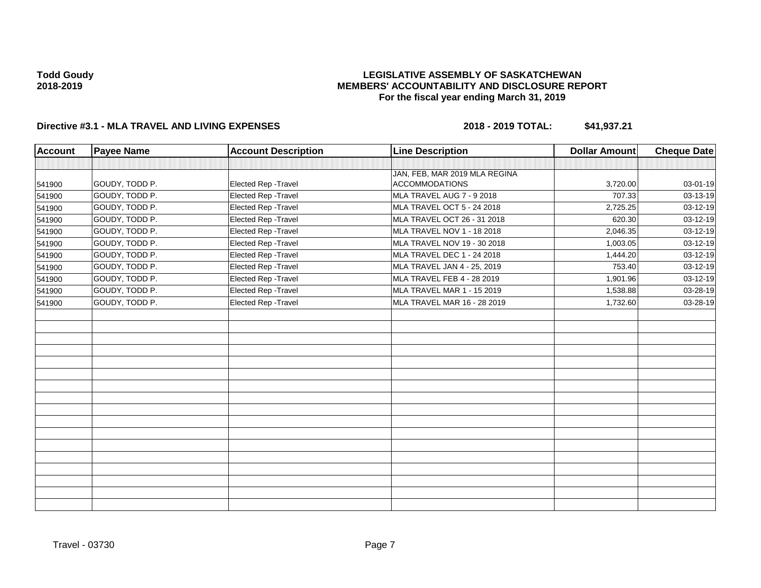**Todd Goudy**
**2018-2019**

**LEGISLATIVE ASSEMBLY OF SASKATCHEWAN**
**MEMBERS' ACCOUNTABILITY AND DISCLOSURE REPORT**
**For the fiscal year ending March 31, 2019**

**Directive #3.1 - MLA TRAVEL AND LIVING EXPENSES** **2018 - 2019 TOTAL: $41,937.21**

| Account | Payee Name | Account Description | Line Description | Dollar Amount | Cheque Date |
|---|---|---|---|---|---|
| | | | | | |
| 541900 | GOUDY, TODD P. | Elected Rep -Travel | JAN, FEB, MAR 2019 MLA REGINA ACCOMMODATIONS | 3,720.00 | 03-01-19 |
| 541900 | GOUDY, TODD P. | Elected Rep -Travel | MLA TRAVEL AUG 7 - 9 2018 | 707.33 | 03-13-19 |
| 541900 | GOUDY, TODD P. | Elected Rep -Travel | MLA TRAVEL OCT 5 - 24 2018 | 2,725.25 | 03-12-19 |
| 541900 | GOUDY, TODD P. | Elected Rep -Travel | MLA TRAVEL OCT 26 - 31 2018 | 620.30 | 03-12-19 |
| 541900 | GOUDY, TODD P. | Elected Rep -Travel | MLA TRAVEL NOV 1 - 18 2018 | 2,046.35 | 03-12-19 |
| 541900 | GOUDY, TODD P. | Elected Rep -Travel | MLA TRAVEL NOV 19 - 30 2018 | 1,003.05 | 03-12-19 |
| 541900 | GOUDY, TODD P. | Elected Rep -Travel | MLA TRAVEL DEC 1 - 24 2018 | 1,444.20 | 03-12-19 |
| 541900 | GOUDY, TODD P. | Elected Rep -Travel | MLA TRAVEL JAN 4 - 25, 2019 | 753.40 | 03-12-19 |
| 541900 | GOUDY, TODD P. | Elected Rep -Travel | MLA TRAVEL FEB 4 - 28 2019 | 1,901.96 | 03-12-19 |
| 541900 | GOUDY, TODD P. | Elected Rep -Travel | MLA TRAVEL MAR 1 - 15 2019 | 1,538.88 | 03-28-19 |
| 541900 | GOUDY, TODD P. | Elected Rep -Travel | MLA TRAVEL MAR 16 - 28 2019 | 1,732.60 | 03-28-19 |

Travel - 03730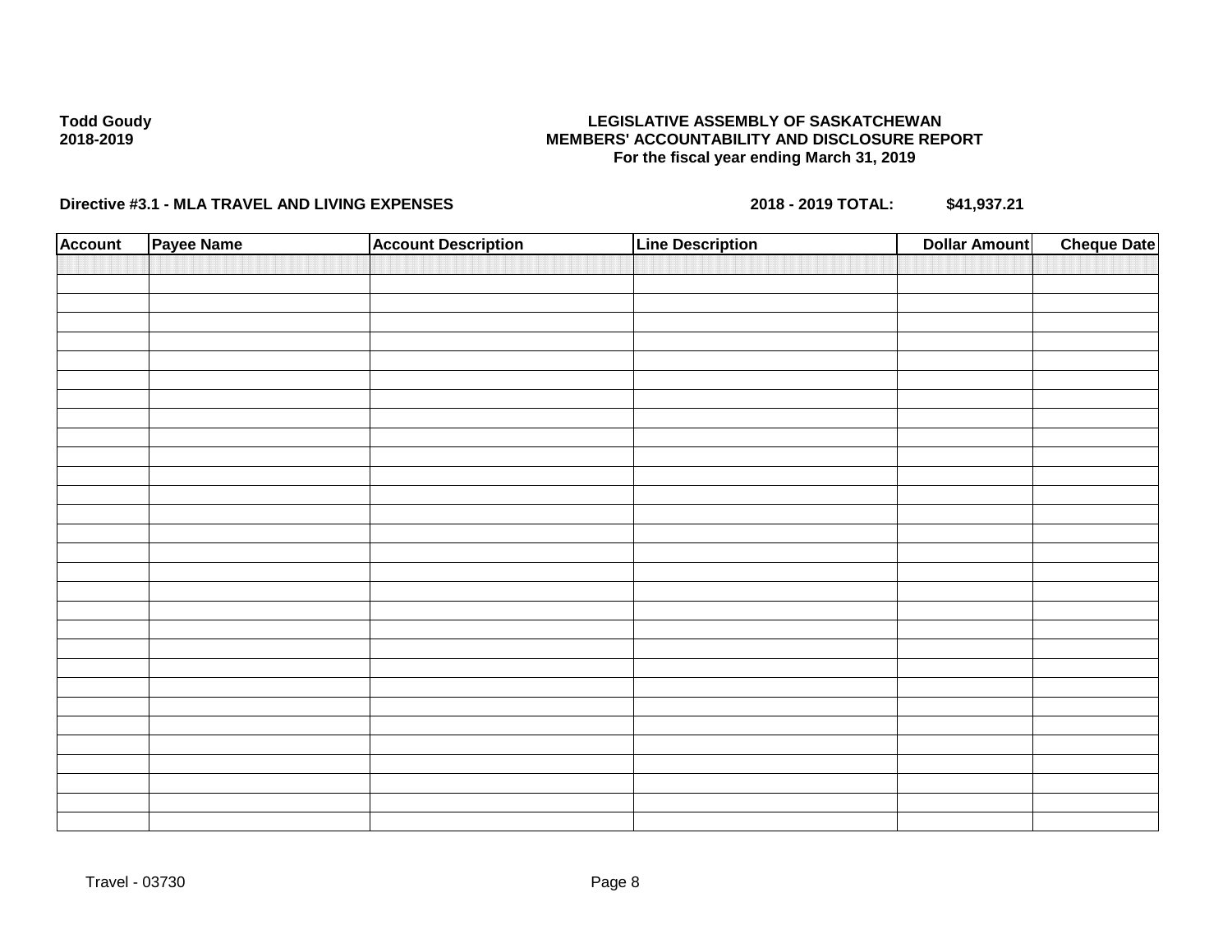**Todd Goudy**
**2018-2019**

**LEGISLATIVE ASSEMBLY OF SASKATCHEWAN**
**MEMBERS' ACCOUNTABILITY AND DISCLOSURE REPORT**
**For the fiscal year ending March 31, 2019**

**Directive #3.1 - MLA TRAVEL AND LIVING EXPENSES** **2018 - 2019 TOTAL:** **$41,937.21**

| Account | Payee Name | Account Description | Line Description | Dollar Amount | Cheque Date |
|---|---|---|---|---|---|
| | | | | | |
| | | | | | |
| | | | | | |
| | | | | | |
| | | | | | |
| | | | | | |
| | | | | | |
| | | | | | |
| | | | | | |
| | | | | | |
| | | | | | |
| | | | | | |
| | | | | | |
| | | | | | |
| | | | | | |
| | | | | | |
| | | | | | |
| | | | | | |
| | | | | | |
| | | | | | |
| | | | | | |
| | | | | | |
| | | | | | |
| | | | | | |
| | | | | | |
| | | | | | |
| | | | | | |
| | | | | | |
| | | | | | |
| | | | | | |

Travel - 03730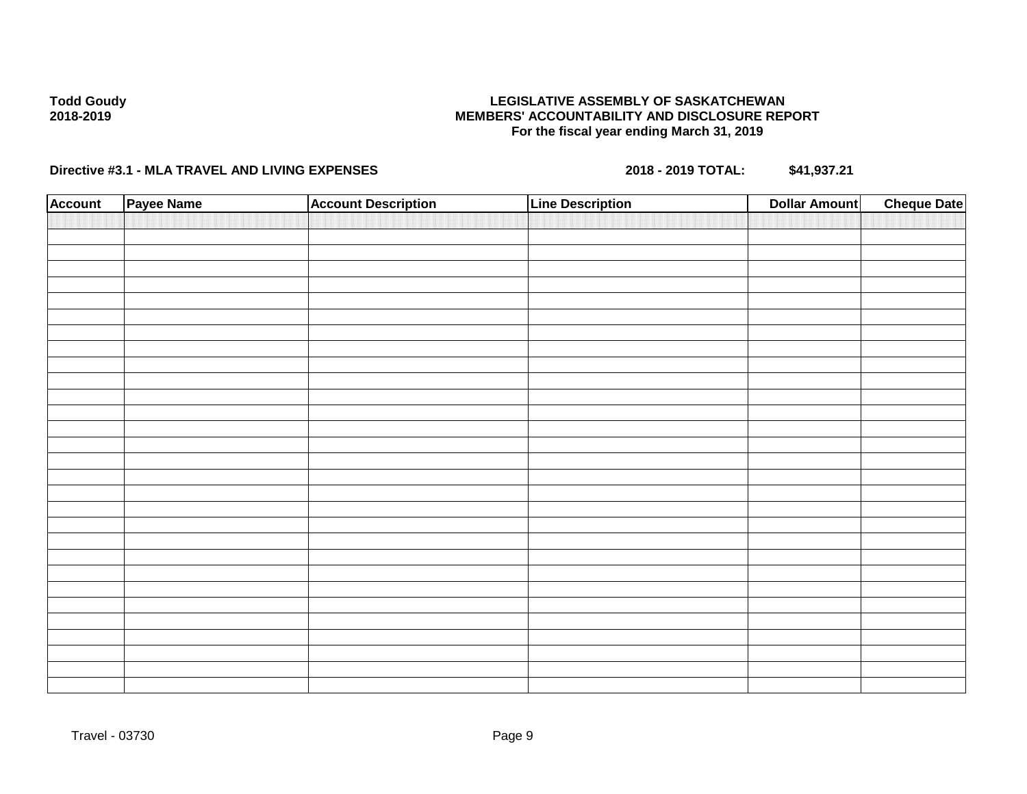**Todd Goudy**
**2018-2019**

**LEGISLATIVE ASSEMBLY OF SASKATCHEWAN**
**MEMBERS' ACCOUNTABILITY AND DISCLOSURE REPORT**
**For the fiscal year ending March 31, 2019**

**Directive #3.1 - MLA TRAVEL AND LIVING EXPENSES** **2018 - 2019 TOTAL: $41,937.21**

| Account | Payee Name | Account Description | Line Description | Dollar Amount | Cheque Date |
|---|---|---|---|---|---|
| | | | | | |

Travel - 03730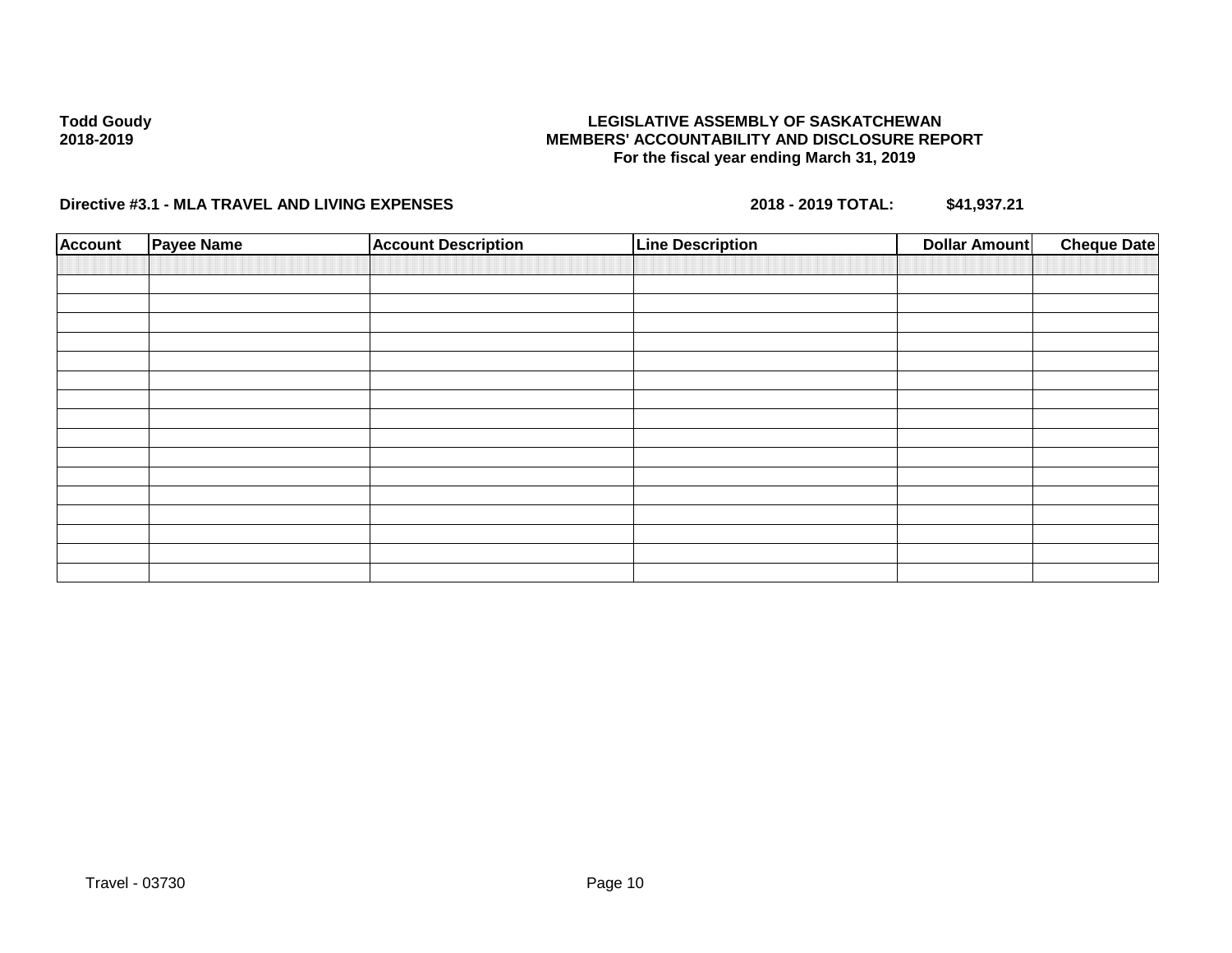**Todd Goudy**
**2018-2019**

**LEGISLATIVE ASSEMBLY OF SASKATCHEWAN**
**MEMBERS' ACCOUNTABILITY AND DISCLOSURE REPORT**
**For the fiscal year ending March 31, 2019**

**Directive #3.1 - MLA TRAVEL AND LIVING EXPENSES** **2018 - 2019 TOTAL: $41,937.21**

| Account | Payee Name | Account Description | Line Description | Dollar Amount | Cheque Date |
|---|---|---|---|---|---|
| | | | | | |
| | | | | | |
| | | | | | |
| | | | | | |
| | | | | | |
| | | | | | |
| | | | | | |
| | | | | | |
| | | | | | |
| | | | | | |
| | | | | | |
| | | | | | |
| | | | | | |
| | | | | | |
| | | | | | |
| | | | | | |
| | | | | | |

Travel - 03730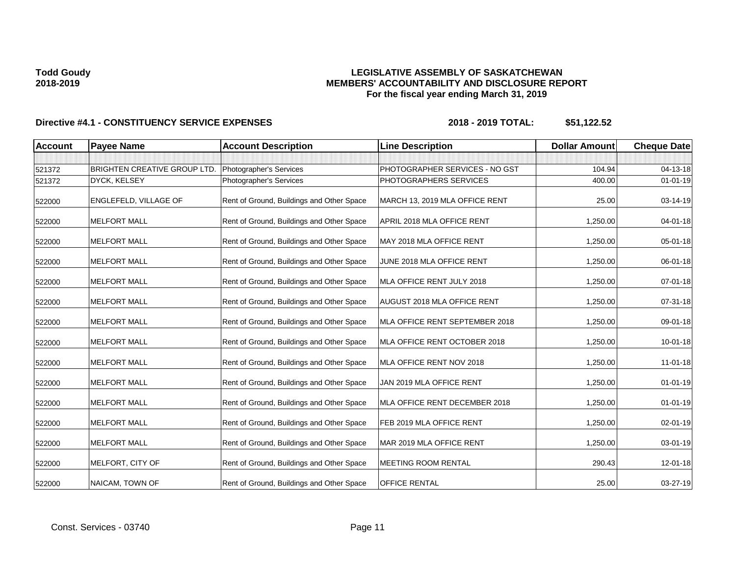**Todd Goudy**
**2018-2019**

**LEGISLATIVE ASSEMBLY OF SASKATCHEWAN**
**MEMBERS' ACCOUNTABILITY AND DISCLOSURE REPORT**
**For the fiscal year ending March 31, 2019**

**Directive #4.1 - CONSTITUENCY SERVICE EXPENSES** **2018 - 2019 TOTAL: $51,122.52**

| Account | Payee Name | Account Description | Line Description | Dollar Amount | Cheque Date |
|---|---|---|---|---|---|
| | | | | | |
| 521372 | BRIGHTEN CREATIVE GROUP LTD. | Photographer's Services | PHOTOGRAPHER SERVICES - NO GST | 104.94 | 04-13-18 |
| 521372 | DYCK, KELSEY | Photographer's Services | PHOTOGRAPHERS SERVICES | 400.00 | 01-01-19 |
| 522000 | ENGLEFELD, VILLAGE OF | Rent of Ground, Buildings and Other Space | MARCH 13, 2019 MLA OFFICE RENT | 25.00 | 03-14-19 |
| 522000 | MELFORT MALL | Rent of Ground, Buildings and Other Space | APRIL 2018 MLA OFFICE RENT | 1,250.00 | 04-01-18 |
| 522000 | MELFORT MALL | Rent of Ground, Buildings and Other Space | MAY 2018 MLA OFFICE RENT | 1,250.00 | 05-01-18 |
| 522000 | MELFORT MALL | Rent of Ground, Buildings and Other Space | JUNE 2018 MLA OFFICE RENT | 1,250.00 | 06-01-18 |
| 522000 | MELFORT MALL | Rent of Ground, Buildings and Other Space | MLA OFFICE RENT JULY 2018 | 1,250.00 | 07-01-18 |
| 522000 | MELFORT MALL | Rent of Ground, Buildings and Other Space | AUGUST 2018 MLA OFFICE RENT | 1,250.00 | 07-31-18 |
| 522000 | MELFORT MALL | Rent of Ground, Buildings and Other Space | MLA OFFICE RENT SEPTEMBER 2018 | 1,250.00 | 09-01-18 |
| 522000 | MELFORT MALL | Rent of Ground, Buildings and Other Space | MLA OFFICE RENT OCTOBER 2018 | 1,250.00 | 10-01-18 |
| 522000 | MELFORT MALL | Rent of Ground, Buildings and Other Space | MLA OFFICE RENT NOV 2018 | 1,250.00 | 11-01-18 |
| 522000 | MELFORT MALL | Rent of Ground, Buildings and Other Space | JAN 2019 MLA OFFICE RENT | 1,250.00 | 01-01-19 |
| 522000 | MELFORT MALL | Rent of Ground, Buildings and Other Space | MLA OFFICE RENT DECEMBER 2018 | 1,250.00 | 01-01-19 |
| 522000 | MELFORT MALL | Rent of Ground, Buildings and Other Space | FEB 2019 MLA OFFICE RENT | 1,250.00 | 02-01-19 |
| 522000 | MELFORT MALL | Rent of Ground, Buildings and Other Space | MAR 2019 MLA OFFICE RENT | 1,250.00 | 03-01-19 |
| 522000 | MELFORT, CITY OF | Rent of Ground, Buildings and Other Space | MEETING ROOM RENTAL | 290.43 | 12-01-18 |
| 522000 | NAICAM, TOWN OF | Rent of Ground, Buildings and Other Space | OFFICE RENTAL | 25.00 | 03-27-19 |

Const. Services - 03740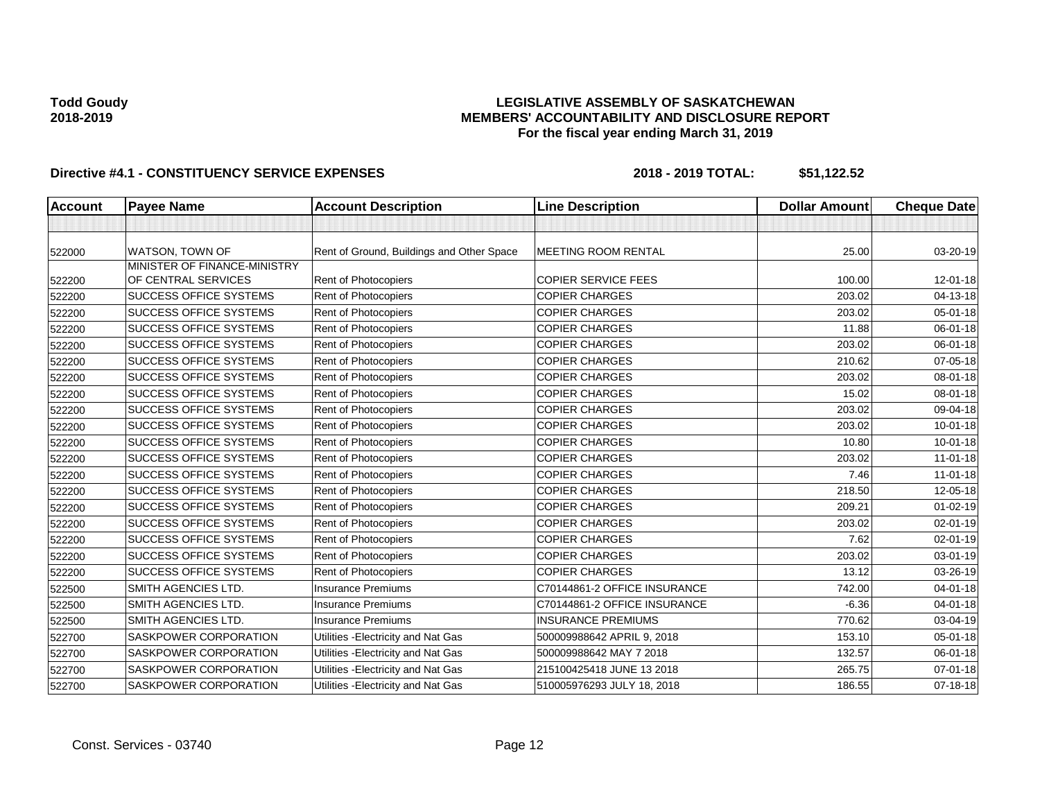**Todd Goudy**
**2018-2019**

# LEGISLATIVE ASSEMBLY OF SASKATCHEWAN
## MEMBERS' ACCOUNTABILITY AND DISCLOSURE REPORT
### For the fiscal year ending March 31, 2019

**Directive #4.1 - CONSTITUENCY SERVICE EXPENSES** **2018 - 2019 TOTAL: $51,122.52**

| Account | Payee Name | Account Description | Line Description | Dollar Amount | Cheque Date |
|---|---|---|---|---|---|
| | | | | | |
| 522000 | WATSON, TOWN OF | Rent of Ground, Buildings and Other Space | MEETING ROOM RENTAL | 25.00 | 03-20-19 |
| 522200 | MINISTER OF FINANCE-MINISTRY OF CENTRAL SERVICES | Rent of Photocopiers | COPIER SERVICE FEES | 100.00 | 12-01-18 |
| 522200 | SUCCESS OFFICE SYSTEMS | Rent of Photocopiers | COPIER CHARGES | 203.02 | 04-13-18 |
| 522200 | SUCCESS OFFICE SYSTEMS | Rent of Photocopiers | COPIER CHARGES | 203.02 | 05-01-18 |
| 522200 | SUCCESS OFFICE SYSTEMS | Rent of Photocopiers | COPIER CHARGES | 11.88 | 06-01-18 |
| 522200 | SUCCESS OFFICE SYSTEMS | Rent of Photocopiers | COPIER CHARGES | 203.02 | 06-01-18 |
| 522200 | SUCCESS OFFICE SYSTEMS | Rent of Photocopiers | COPIER CHARGES | 210.62 | 07-05-18 |
| 522200 | SUCCESS OFFICE SYSTEMS | Rent of Photocopiers | COPIER CHARGES | 203.02 | 08-01-18 |
| 522200 | SUCCESS OFFICE SYSTEMS | Rent of Photocopiers | COPIER CHARGES | 15.02 | 08-01-18 |
| 522200 | SUCCESS OFFICE SYSTEMS | Rent of Photocopiers | COPIER CHARGES | 203.02 | 09-04-18 |
| 522200 | SUCCESS OFFICE SYSTEMS | Rent of Photocopiers | COPIER CHARGES | 203.02 | 10-01-18 |
| 522200 | SUCCESS OFFICE SYSTEMS | Rent of Photocopiers | COPIER CHARGES | 10.80 | 10-01-18 |
| 522200 | SUCCESS OFFICE SYSTEMS | Rent of Photocopiers | COPIER CHARGES | 203.02 | 11-01-18 |
| 522200 | SUCCESS OFFICE SYSTEMS | Rent of Photocopiers | COPIER CHARGES | 7.46 | 11-01-18 |
| 522200 | SUCCESS OFFICE SYSTEMS | Rent of Photocopiers | COPIER CHARGES | 218.50 | 12-05-18 |
| 522200 | SUCCESS OFFICE SYSTEMS | Rent of Photocopiers | COPIER CHARGES | 209.21 | 01-02-19 |
| 522200 | SUCCESS OFFICE SYSTEMS | Rent of Photocopiers | COPIER CHARGES | 203.02 | 02-01-19 |
| 522200 | SUCCESS OFFICE SYSTEMS | Rent of Photocopiers | COPIER CHARGES | 7.62 | 02-01-19 |
| 522200 | SUCCESS OFFICE SYSTEMS | Rent of Photocopiers | COPIER CHARGES | 203.02 | 03-01-19 |
| 522200 | SUCCESS OFFICE SYSTEMS | Rent of Photocopiers | COPIER CHARGES | 13.12 | 03-26-19 |
| 522500 | SMITH AGENCIES LTD. | Insurance Premiums | C70144861-2 OFFICE INSURANCE | 742.00 | 04-01-18 |
| 522500 | SMITH AGENCIES LTD. | Insurance Premiums | C70144861-2 OFFICE INSURANCE | -6.36 | 04-01-18 |
| 522500 | SMITH AGENCIES LTD. | Insurance Premiums | INSURANCE PREMIUMS | 770.62 | 03-04-19 |
| 522700 | SASKPOWER CORPORATION | Utilities -Electricity and Nat Gas | 500009988642 APRIL 9, 2018 | 153.10 | 05-01-18 |
| 522700 | SASKPOWER CORPORATION | Utilities -Electricity and Nat Gas | 500009988642 MAY 7 2018 | 132.57 | 06-01-18 |
| 522700 | SASKPOWER CORPORATION | Utilities -Electricity and Nat Gas | 215100425418 JUNE 13 2018 | 265.75 | 07-01-18 |
| 522700 | SASKPOWER CORPORATION | Utilities -Electricity and Nat Gas | 510005976293 JULY 18, 2018 | 186.55 | 07-18-18 |

Const. Services - 03740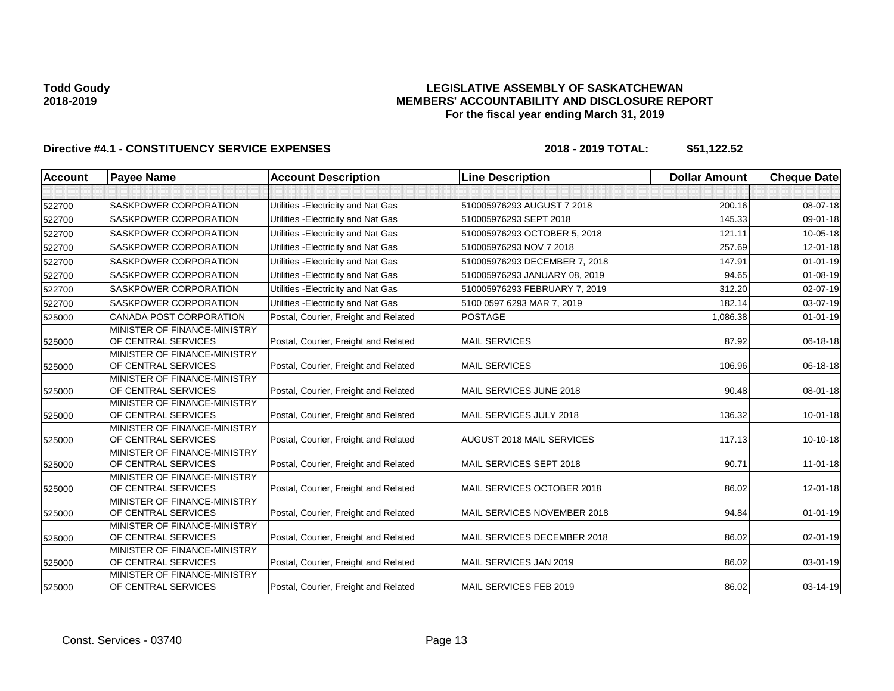**Todd Goudy**
**2018-2019**

**LEGISLATIVE ASSEMBLY OF SASKATCHEWAN**
**MEMBERS' ACCOUNTABILITY AND DISCLOSURE REPORT**
**For the fiscal year ending March 31, 2019**

**Directive #4.1 - CONSTITUENCY SERVICE EXPENSES** **2018 - 2019 TOTAL: $51,122.52**

| Account | Payee Name | Account Description | Line Description | Dollar Amount | Cheque Date |
|---|---|---|---|---|---|
| | | | | | |
| 522700 | SASKPOWER CORPORATION | Utilities -Electricity and Nat Gas | 510005976293 AUGUST 7 2018 | 200.16 | 08-07-18 |
| 522700 | SASKPOWER CORPORATION | Utilities -Electricity and Nat Gas | 510005976293 SEPT 2018 | 145.33 | 09-01-18 |
| 522700 | SASKPOWER CORPORATION | Utilities -Electricity and Nat Gas | 510005976293 OCTOBER 5, 2018 | 121.11 | 10-05-18 |
| 522700 | SASKPOWER CORPORATION | Utilities -Electricity and Nat Gas | 510005976293 NOV 7 2018 | 257.69 | 12-01-18 |
| 522700 | SASKPOWER CORPORATION | Utilities -Electricity and Nat Gas | 510005976293 DECEMBER 7, 2018 | 147.91 | 01-01-19 |
| 522700 | SASKPOWER CORPORATION | Utilities -Electricity and Nat Gas | 510005976293 JANUARY 08, 2019 | 94.65 | 01-08-19 |
| 522700 | SASKPOWER CORPORATION | Utilities -Electricity and Nat Gas | 510005976293 FEBRUARY 7, 2019 | 312.20 | 02-07-19 |
| 522700 | SASKPOWER CORPORATION | Utilities -Electricity and Nat Gas | 5100 0597 6293 MAR 7, 2019 | 182.14 | 03-07-19 |
| 525000 | CANADA POST CORPORATION | Postal, Courier, Freight and Related | POSTAGE | 1,086.38 | 01-01-19 |
| 525000 | MINISTER OF FINANCE-MINISTRY OF CENTRAL SERVICES | Postal, Courier, Freight and Related | MAIL SERVICES | 87.92 | 06-18-18 |
| 525000 | MINISTER OF FINANCE-MINISTRY OF CENTRAL SERVICES | Postal, Courier, Freight and Related | MAIL SERVICES | 106.96 | 06-18-18 |
| 525000 | MINISTER OF FINANCE-MINISTRY OF CENTRAL SERVICES | Postal, Courier, Freight and Related | MAIL SERVICES JUNE 2018 | 90.48 | 08-01-18 |
| 525000 | MINISTER OF FINANCE-MINISTRY OF CENTRAL SERVICES | Postal, Courier, Freight and Related | MAIL SERVICES JULY 2018 | 136.32 | 10-01-18 |
| 525000 | MINISTER OF FINANCE-MINISTRY OF CENTRAL SERVICES | Postal, Courier, Freight and Related | AUGUST 2018 MAIL SERVICES | 117.13 | 10-10-18 |
| 525000 | MINISTER OF FINANCE-MINISTRY OF CENTRAL SERVICES | Postal, Courier, Freight and Related | MAIL SERVICES SEPT 2018 | 90.71 | 11-01-18 |
| 525000 | MINISTER OF FINANCE-MINISTRY OF CENTRAL SERVICES | Postal, Courier, Freight and Related | MAIL SERVICES OCTOBER 2018 | 86.02 | 12-01-18 |
| 525000 | MINISTER OF FINANCE-MINISTRY OF CENTRAL SERVICES | Postal, Courier, Freight and Related | MAIL SERVICES NOVEMBER 2018 | 94.84 | 01-01-19 |
| 525000 | MINISTER OF FINANCE-MINISTRY OF CENTRAL SERVICES | Postal, Courier, Freight and Related | MAIL SERVICES DECEMBER 2018 | 86.02 | 02-01-19 |
| 525000 | MINISTER OF FINANCE-MINISTRY OF CENTRAL SERVICES | Postal, Courier, Freight and Related | MAIL SERVICES JAN 2019 | 86.02 | 03-01-19 |
| 525000 | MINISTER OF FINANCE-MINISTRY OF CENTRAL SERVICES | Postal, Courier, Freight and Related | MAIL SERVICES FEB 2019 | 86.02 | 03-14-19 |

Const. Services - 03740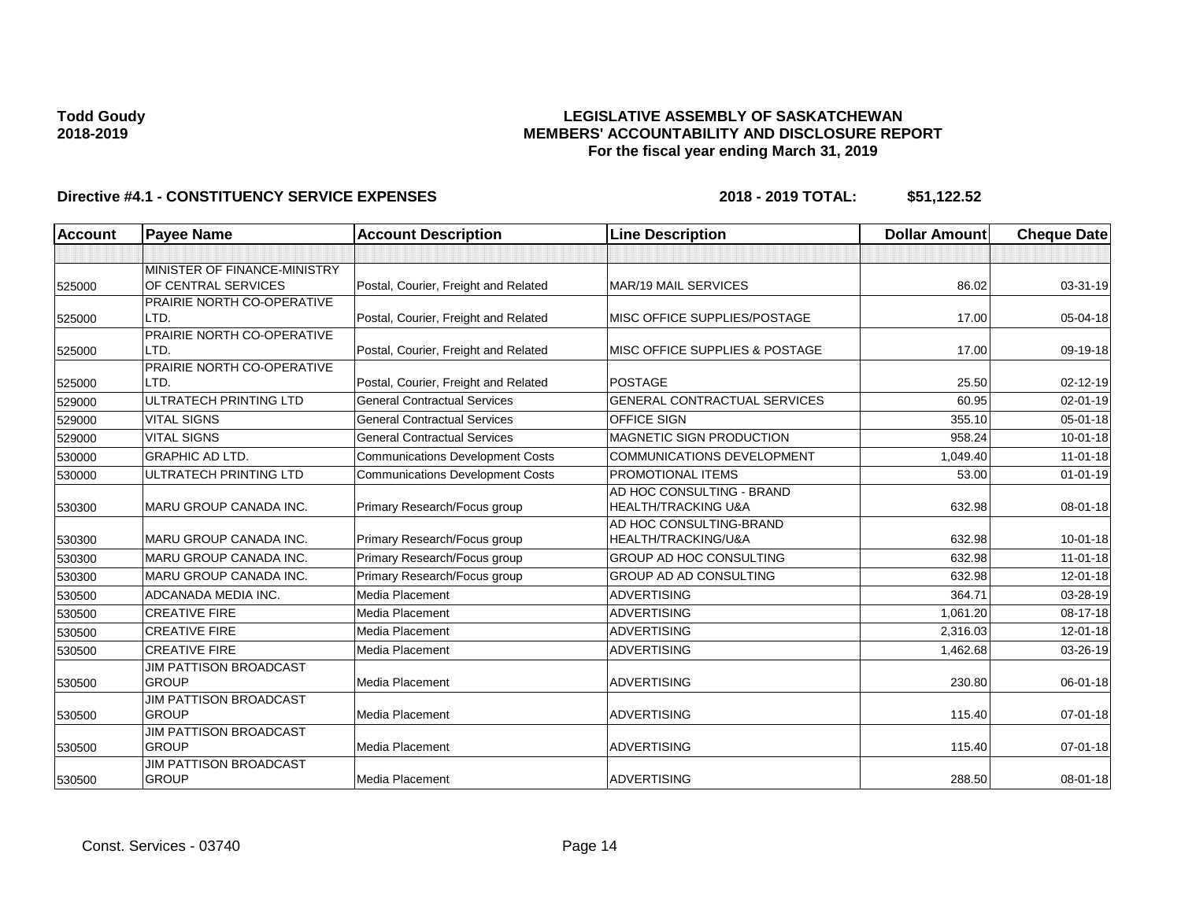**Todd Goudy**
**2018-2019**

**LEGISLATIVE ASSEMBLY OF SASKATCHEWAN**
**MEMBERS' ACCOUNTABILITY AND DISCLOSURE REPORT**
**For the fiscal year ending March 31, 2019**

**Directive #4.1 - CONSTITUENCY SERVICE EXPENSES** **2018 - 2019 TOTAL: $51,122.52**

| Account | Payee Name | Account Description | Line Description | Dollar Amount | Cheque Date |
|---|---|---|---|---|---|
| | | | | | |
| 525000 | MINISTER OF FINANCE-MINISTRY OF CENTRAL SERVICES | Postal, Courier, Freight and Related | MAR/19 MAIL SERVICES | 86.02 | 03-31-19 |
| 525000 | PRAIRIE NORTH CO-OPERATIVE LTD. | Postal, Courier, Freight and Related | MISC OFFICE SUPPLIES/POSTAGE | 17.00 | 05-04-18 |
| 525000 | PRAIRIE NORTH CO-OPERATIVE LTD. | Postal, Courier, Freight and Related | MISC OFFICE SUPPLIES & POSTAGE | 17.00 | 09-19-18 |
| 525000 | PRAIRIE NORTH CO-OPERATIVE LTD. | Postal, Courier, Freight and Related | POSTAGE | 25.50 | 02-12-19 |
| 529000 | ULTRATECH PRINTING LTD | General Contractual Services | GENERAL CONTRACTUAL SERVICES | 60.95 | 02-01-19 |
| 529000 | VITAL SIGNS | General Contractual Services | OFFICE SIGN | 355.10 | 05-01-18 |
| 529000 | VITAL SIGNS | General Contractual Services | MAGNETIC SIGN PRODUCTION | 958.24 | 10-01-18 |
| 530000 | GRAPHIC AD LTD. | Communications Development Costs | COMMUNICATIONS DEVELOPMENT | 1,049.40 | 11-01-18 |
| 530000 | ULTRATECH PRINTING LTD | Communications Development Costs | PROMOTIONAL ITEMS | 53.00 | 01-01-19 |
| 530300 | MARU GROUP CANADA INC. | Primary Research/Focus group | AD HOC CONSULTING - BRAND HEALTH/TRACKING U&A | 632.98 | 08-01-18 |
| 530300 | MARU GROUP CANADA INC. | Primary Research/Focus group | AD HOC CONSULTING-BRAND HEALTH/TRACKING/U&A | 632.98 | 10-01-18 |
| 530300 | MARU GROUP CANADA INC. | Primary Research/Focus group | GROUP AD HOC CONSULTING | 632.98 | 11-01-18 |
| 530300 | MARU GROUP CANADA INC. | Primary Research/Focus group | GROUP AD AD CONSULTING | 632.98 | 12-01-18 |
| 530500 | ADCANADA MEDIA INC. | Media Placement | ADVERTISING | 364.71 | 03-28-19 |
| 530500 | CREATIVE FIRE | Media Placement | ADVERTISING | 1,061.20 | 08-17-18 |
| 530500 | CREATIVE FIRE | Media Placement | ADVERTISING | 2,316.03 | 12-01-18 |
| 530500 | CREATIVE FIRE | Media Placement | ADVERTISING | 1,462.68 | 03-26-19 |
| 530500 | JIM PATTISON BROADCAST GROUP | Media Placement | ADVERTISING | 230.80 | 06-01-18 |
| 530500 | JIM PATTISON BROADCAST GROUP | Media Placement | ADVERTISING | 115.40 | 07-01-18 |
| 530500 | JIM PATTISON BROADCAST GROUP | Media Placement | ADVERTISING | 115.40 | 07-01-18 |
| 530500 | JIM PATTISON BROADCAST GROUP | Media Placement | ADVERTISING | 288.50 | 08-01-18 |

Const. Services - 03740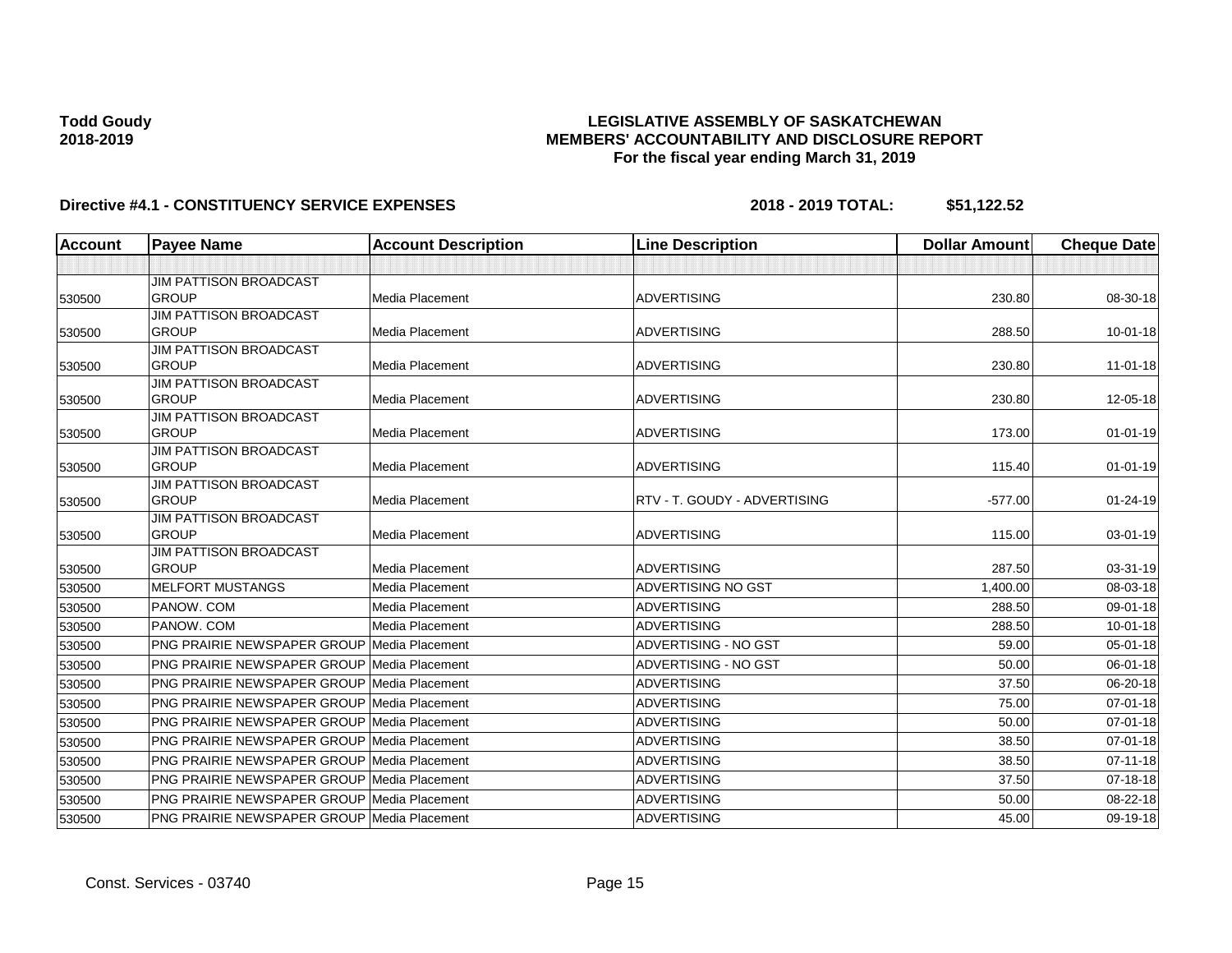**Todd Goudy**
**2018-2019**

**LEGISLATIVE ASSEMBLY OF SASKATCHEWAN**
**MEMBERS' ACCOUNTABILITY AND DISCLOSURE REPORT**
**For the fiscal year ending March 31, 2019**

**Directive #4.1 - CONSTITUENCY SERVICE EXPENSES** **2018 - 2019 TOTAL: $51,122.52**

| Account | Payee Name | Account Description | Line Description | Dollar Amount | Cheque Date |
|---|---|---|---|---|---|
| | | | | | |
| 530500 | JIM PATTISON BROADCAST GROUP | Media Placement | ADVERTISING | 230.80 | 08-30-18 |
| 530500 | JIM PATTISON BROADCAST GROUP | Media Placement | ADVERTISING | 288.50 | 10-01-18 |
| 530500 | JIM PATTISON BROADCAST GROUP | Media Placement | ADVERTISING | 230.80 | 11-01-18 |
| 530500 | JIM PATTISON BROADCAST GROUP | Media Placement | ADVERTISING | 230.80 | 12-05-18 |
| 530500 | JIM PATTISON BROADCAST GROUP | Media Placement | ADVERTISING | 173.00 | 01-01-19 |
| 530500 | JIM PATTISON BROADCAST GROUP | Media Placement | ADVERTISING | 115.40 | 01-01-19 |
| 530500 | JIM PATTISON BROADCAST GROUP | Media Placement | RTV - T. GOUDY - ADVERTISING | -577.00 | 01-24-19 |
| 530500 | JIM PATTISON BROADCAST GROUP | Media Placement | ADVERTISING | 115.00 | 03-01-19 |
| 530500 | JIM PATTISON BROADCAST GROUP | Media Placement | ADVERTISING | 287.50 | 03-31-19 |
| 530500 | MELFORT MUSTANGS | Media Placement | ADVERTISING NO GST | 1,400.00 | 08-03-18 |
| 530500 | PANOW. COM | Media Placement | ADVERTISING | 288.50 | 09-01-18 |
| 530500 | PANOW. COM | Media Placement | ADVERTISING | 288.50 | 10-01-18 |
| 530500 | PNG PRAIRIE NEWSPAPER GROUP | Media Placement | ADVERTISING - NO GST | 59.00 | 05-01-18 |
| 530500 | PNG PRAIRIE NEWSPAPER GROUP | Media Placement | ADVERTISING - NO GST | 50.00 | 06-01-18 |
| 530500 | PNG PRAIRIE NEWSPAPER GROUP | Media Placement | ADVERTISING | 37.50 | 06-20-18 |
| 530500 | PNG PRAIRIE NEWSPAPER GROUP | Media Placement | ADVERTISING | 75.00 | 07-01-18 |
| 530500 | PNG PRAIRIE NEWSPAPER GROUP | Media Placement | ADVERTISING | 50.00 | 07-01-18 |
| 530500 | PNG PRAIRIE NEWSPAPER GROUP | Media Placement | ADVERTISING | 38.50 | 07-01-18 |
| 530500 | PNG PRAIRIE NEWSPAPER GROUP | Media Placement | ADVERTISING | 38.50 | 07-11-18 |
| 530500 | PNG PRAIRIE NEWSPAPER GROUP | Media Placement | ADVERTISING | 37.50 | 07-18-18 |
| 530500 | PNG PRAIRIE NEWSPAPER GROUP | Media Placement | ADVERTISING | 50.00 | 08-22-18 |
| 530500 | PNG PRAIRIE NEWSPAPER GROUP | Media Placement | ADVERTISING | 45.00 | 09-19-18 |

Const. Services - 03740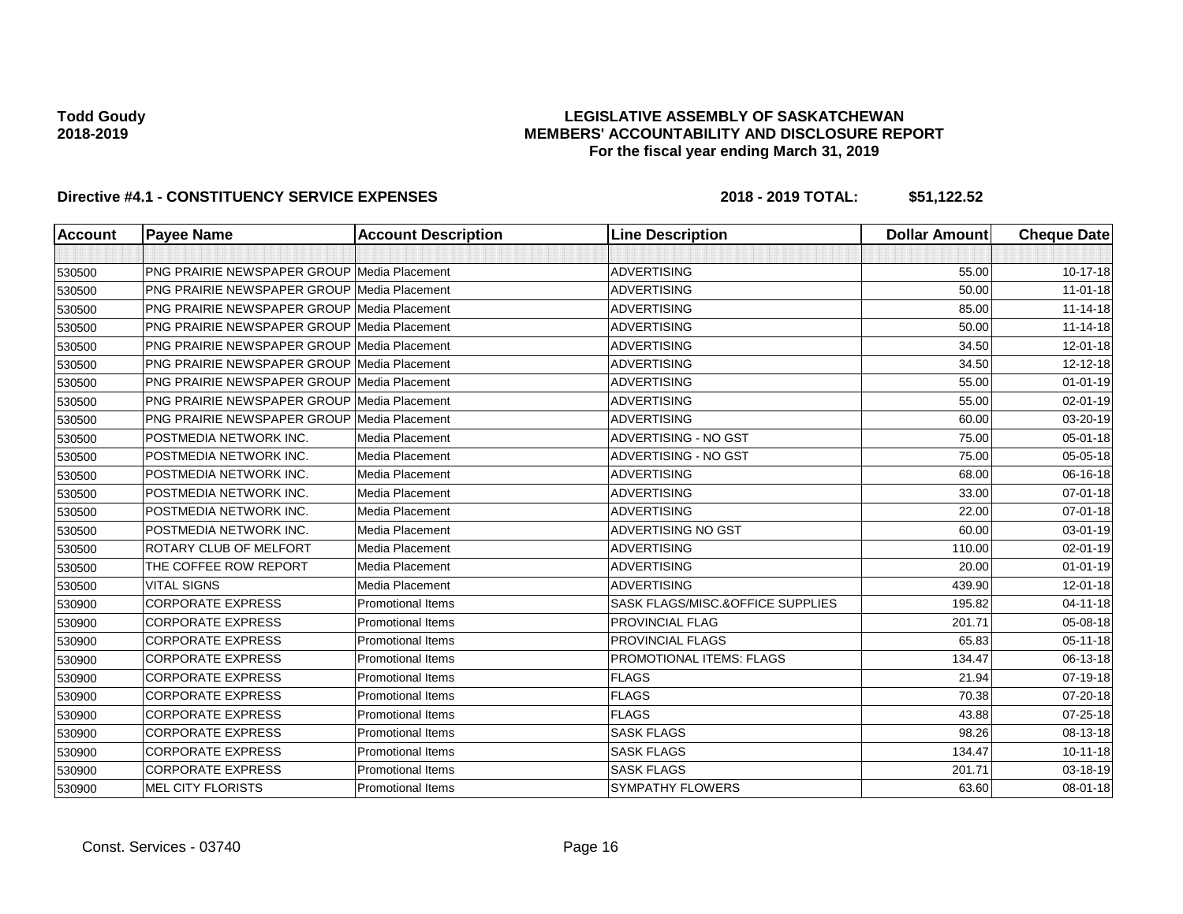**Todd Goudy**
**2018-2019**

**LEGISLATIVE ASSEMBLY OF SASKATCHEWAN**
**MEMBERS' ACCOUNTABILITY AND DISCLOSURE REPORT**
**For the fiscal year ending March 31, 2019**

**Directive #4.1 - CONSTITUENCY SERVICE EXPENSES** **2018 - 2019 TOTAL: $51,122.52**

| Account | Payee Name | Account Description | Line Description | Dollar Amount | Cheque Date |
|---|---|---|---|---|---|
| | | | | | |
| 530500 | PNG PRAIRIE NEWSPAPER GROUP | Media Placement | ADVERTISING | 55.00 | 10-17-18 |
| 530500 | PNG PRAIRIE NEWSPAPER GROUP | Media Placement | ADVERTISING | 50.00 | 11-01-18 |
| 530500 | PNG PRAIRIE NEWSPAPER GROUP | Media Placement | ADVERTISING | 85.00 | 11-14-18 |
| 530500 | PNG PRAIRIE NEWSPAPER GROUP | Media Placement | ADVERTISING | 50.00 | 11-14-18 |
| 530500 | PNG PRAIRIE NEWSPAPER GROUP | Media Placement | ADVERTISING | 34.50 | 12-01-18 |
| 530500 | PNG PRAIRIE NEWSPAPER GROUP | Media Placement | ADVERTISING | 34.50 | 12-12-18 |
| 530500 | PNG PRAIRIE NEWSPAPER GROUP | Media Placement | ADVERTISING | 55.00 | 01-01-19 |
| 530500 | PNG PRAIRIE NEWSPAPER GROUP | Media Placement | ADVERTISING | 55.00 | 02-01-19 |
| 530500 | PNG PRAIRIE NEWSPAPER GROUP | Media Placement | ADVERTISING | 60.00 | 03-20-19 |
| 530500 | POSTMEDIA NETWORK INC. | Media Placement | ADVERTISING - NO GST | 75.00 | 05-01-18 |
| 530500 | POSTMEDIA NETWORK INC. | Media Placement | ADVERTISING - NO GST | 75.00 | 05-05-18 |
| 530500 | POSTMEDIA NETWORK INC. | Media Placement | ADVERTISING | 68.00 | 06-16-18 |
| 530500 | POSTMEDIA NETWORK INC. | Media Placement | ADVERTISING | 33.00 | 07-01-18 |
| 530500 | POSTMEDIA NETWORK INC. | Media Placement | ADVERTISING | 22.00 | 07-01-18 |
| 530500 | POSTMEDIA NETWORK INC. | Media Placement | ADVERTISING NO GST | 60.00 | 03-01-19 |
| 530500 | ROTARY CLUB OF MELFORT | Media Placement | ADVERTISING | 110.00 | 02-01-19 |
| 530500 | THE COFFEE ROW REPORT | Media Placement | ADVERTISING | 20.00 | 01-01-19 |
| 530500 | VITAL SIGNS | Media Placement | ADVERTISING | 439.90 | 12-01-18 |
| 530900 | CORPORATE EXPRESS | Promotional Items | SASK FLAGS/MISC.&OFFICE SUPPLIES | 195.82 | 04-11-18 |
| 530900 | CORPORATE EXPRESS | Promotional Items | PROVINCIAL FLAG | 201.71 | 05-08-18 |
| 530900 | CORPORATE EXPRESS | Promotional Items | PROVINCIAL FLAGS | 65.83 | 05-11-18 |
| 530900 | CORPORATE EXPRESS | Promotional Items | PROMOTIONAL ITEMS: FLAGS | 134.47 | 06-13-18 |
| 530900 | CORPORATE EXPRESS | Promotional Items | FLAGS | 21.94 | 07-19-18 |
| 530900 | CORPORATE EXPRESS | Promotional Items | FLAGS | 70.38 | 07-20-18 |
| 530900 | CORPORATE EXPRESS | Promotional Items | FLAGS | 43.88 | 07-25-18 |
| 530900 | CORPORATE EXPRESS | Promotional Items | SASK FLAGS | 98.26 | 08-13-18 |
| 530900 | CORPORATE EXPRESS | Promotional Items | SASK FLAGS | 134.47 | 10-11-18 |
| 530900 | CORPORATE EXPRESS | Promotional Items | SASK FLAGS | 201.71 | 03-18-19 |
| 530900 | MEL CITY FLORISTS | Promotional Items | SYMPATHY FLOWERS | 63.60 | 08-01-18 |

Const. Services - 03740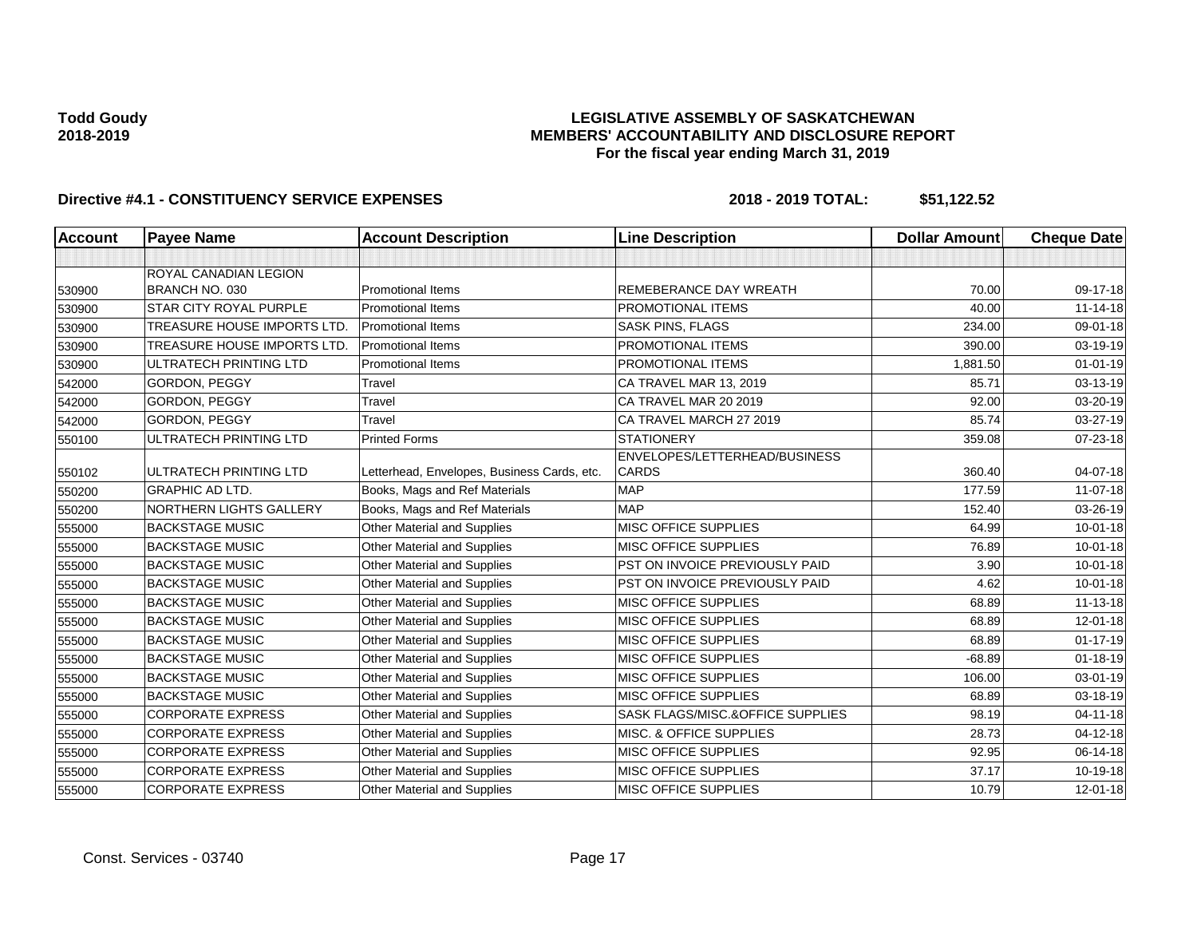**Todd Goudy**
**2018-2019**

**LEGISLATIVE ASSEMBLY OF SASKATCHEWAN**
**MEMBERS' ACCOUNTABILITY AND DISCLOSURE REPORT**
**For the fiscal year ending March 31, 2019**

**Directive #4.1 - CONSTITUENCY SERVICE EXPENSES** **2018 - 2019 TOTAL: $51,122.52**

| Account | Payee Name | Account Description | Line Description | Dollar Amount | Cheque Date |
|---|---|---|---|---|---|
| | | | | | |
| 530900 | ROYAL CANADIAN LEGION BRANCH NO. 030 | Promotional Items | REMEBERANCE DAY WREATH | 70.00 | 09-17-18 |
| 530900 | STAR CITY ROYAL PURPLE | Promotional Items | PROMOTIONAL ITEMS | 40.00 | 11-14-18 |
| 530900 | TREASURE HOUSE IMPORTS LTD. | Promotional Items | SASK PINS, FLAGS | 234.00 | 09-01-18 |
| 530900 | TREASURE HOUSE IMPORTS LTD. | Promotional Items | PROMOTIONAL ITEMS | 390.00 | 03-19-19 |
| 530900 | ULTRATECH PRINTING LTD | Promotional Items | PROMOTIONAL ITEMS | 1,881.50 | 01-01-19 |
| 542000 | GORDON, PEGGY | Travel | CA TRAVEL MAR 13, 2019 | 85.71 | 03-13-19 |
| 542000 | GORDON, PEGGY | Travel | CA TRAVEL MAR 20 2019 | 92.00 | 03-20-19 |
| 542000 | GORDON, PEGGY | Travel | CA TRAVEL MARCH 27 2019 | 85.74 | 03-27-19 |
| 550100 | ULTRATECH PRINTING LTD | Printed Forms | STATIONERY | 359.08 | 07-23-18 |
| 550102 | ULTRATECH PRINTING LTD | Letterhead, Envelopes, Business Cards, etc. | ENVELOPES/LETTERHEAD/BUSINESS CARDS | 360.40 | 04-07-18 |
| 550200 | GRAPHIC AD LTD. | Books, Mags and Ref Materials | MAP | 177.59 | 11-07-18 |
| 550200 | NORTHERN LIGHTS GALLERY | Books, Mags and Ref Materials | MAP | 152.40 | 03-26-19 |
| 555000 | BACKSTAGE MUSIC | Other Material and Supplies | MISC OFFICE SUPPLIES | 64.99 | 10-01-18 |
| 555000 | BACKSTAGE MUSIC | Other Material and Supplies | MISC OFFICE SUPPLIES | 76.89 | 10-01-18 |
| 555000 | BACKSTAGE MUSIC | Other Material and Supplies | PST ON INVOICE PREVIOUSLY PAID | 3.90 | 10-01-18 |
| 555000 | BACKSTAGE MUSIC | Other Material and Supplies | PST ON INVOICE PREVIOUSLY PAID | 4.62 | 10-01-18 |
| 555000 | BACKSTAGE MUSIC | Other Material and Supplies | MISC OFFICE SUPPLIES | 68.89 | 11-13-18 |
| 555000 | BACKSTAGE MUSIC | Other Material and Supplies | MISC OFFICE SUPPLIES | 68.89 | 12-01-18 |
| 555000 | BACKSTAGE MUSIC | Other Material and Supplies | MISC OFFICE SUPPLIES | 68.89 | 01-17-19 |
| 555000 | BACKSTAGE MUSIC | Other Material and Supplies | MISC OFFICE SUPPLIES | -68.89 | 01-18-19 |
| 555000 | BACKSTAGE MUSIC | Other Material and Supplies | MISC OFFICE SUPPLIES | 106.00 | 03-01-19 |
| 555000 | BACKSTAGE MUSIC | Other Material and Supplies | MISC OFFICE SUPPLIES | 68.89 | 03-18-19 |
| 555000 | CORPORATE EXPRESS | Other Material and Supplies | SASK FLAGS/MISC.&OFFICE SUPPLIES | 98.19 | 04-11-18 |
| 555000 | CORPORATE EXPRESS | Other Material and Supplies | MISC. & OFFICE SUPPLIES | 28.73 | 04-12-18 |
| 555000 | CORPORATE EXPRESS | Other Material and Supplies | MISC OFFICE SUPPLIES | 92.95 | 06-14-18 |
| 555000 | CORPORATE EXPRESS | Other Material and Supplies | MISC OFFICE SUPPLIES | 37.17 | 10-19-18 |
| 555000 | CORPORATE EXPRESS | Other Material and Supplies | MISC OFFICE SUPPLIES | 10.79 | 12-01-18 |

Const. Services - 03740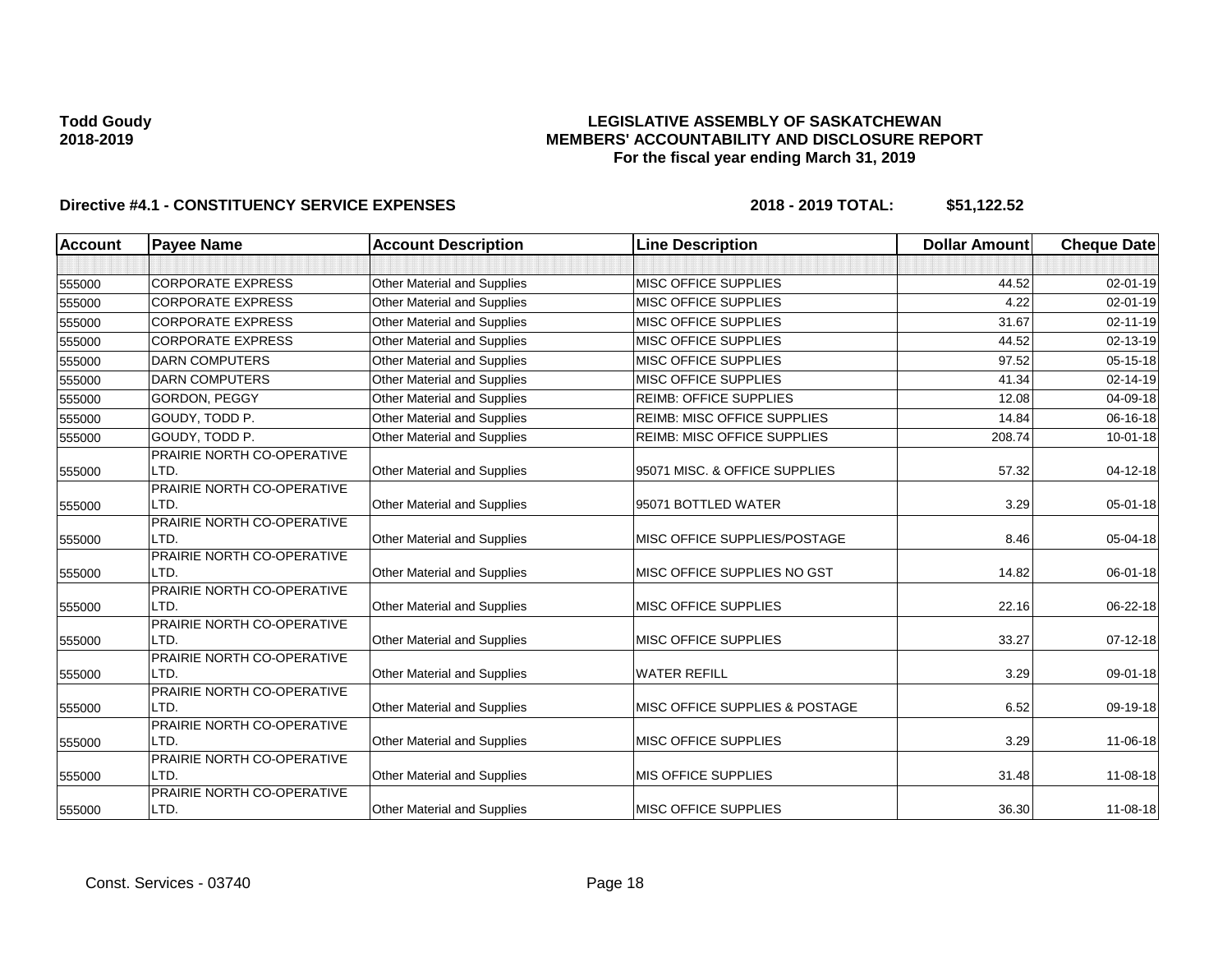**Todd Goudy**
**2018-2019**

**LEGISLATIVE ASSEMBLY OF SASKATCHEWAN**
**MEMBERS' ACCOUNTABILITY AND DISCLOSURE REPORT**
**For the fiscal year ending March 31, 2019**

**Directive #4.1 - CONSTITUENCY SERVICE EXPENSES** **2018 - 2019 TOTAL: $51,122.52**

| Account | Payee Name | Account Description | Line Description | Dollar Amount | Cheque Date |
|---|---|---|---|---|---|
| | | | | | |
| 555000 | CORPORATE EXPRESS | Other Material and Supplies | MISC OFFICE SUPPLIES | 44.52 | 02-01-19 |
| 555000 | CORPORATE EXPRESS | Other Material and Supplies | MISC OFFICE SUPPLIES | 4.22 | 02-01-19 |
| 555000 | CORPORATE EXPRESS | Other Material and Supplies | MISC OFFICE SUPPLIES | 31.67 | 02-11-19 |
| 555000 | CORPORATE EXPRESS | Other Material and Supplies | MISC OFFICE SUPPLIES | 44.52 | 02-13-19 |
| 555000 | DARN COMPUTERS | Other Material and Supplies | MISC OFFICE SUPPLIES | 97.52 | 05-15-18 |
| 555000 | DARN COMPUTERS | Other Material and Supplies | MISC OFFICE SUPPLIES | 41.34 | 02-14-19 |
| 555000 | GORDON, PEGGY | Other Material and Supplies | REIMB: OFFICE SUPPLIES | 12.08 | 04-09-18 |
| 555000 | GOUDY, TODD P. | Other Material and Supplies | REIMB: MISC OFFICE SUPPLIES | 14.84 | 06-16-18 |
| 555000 | GOUDY, TODD P. | Other Material and Supplies | REIMB: MISC OFFICE SUPPLIES | 208.74 | 10-01-18 |
| 555000 | PRAIRIE NORTH CO-OPERATIVE LTD. | Other Material and Supplies | 95071 MISC. & OFFICE SUPPLIES | 57.32 | 04-12-18 |
| 555000 | PRAIRIE NORTH CO-OPERATIVE LTD. | Other Material and Supplies | 95071 BOTTLED WATER | 3.29 | 05-01-18 |
| 555000 | PRAIRIE NORTH CO-OPERATIVE LTD. | Other Material and Supplies | MISC OFFICE SUPPLIES/POSTAGE | 8.46 | 05-04-18 |
| 555000 | PRAIRIE NORTH CO-OPERATIVE LTD. | Other Material and Supplies | MISC OFFICE SUPPLIES NO GST | 14.82 | 06-01-18 |
| 555000 | PRAIRIE NORTH CO-OPERATIVE LTD. | Other Material and Supplies | MISC OFFICE SUPPLIES | 22.16 | 06-22-18 |
| 555000 | PRAIRIE NORTH CO-OPERATIVE LTD. | Other Material and Supplies | MISC OFFICE SUPPLIES | 33.27 | 07-12-18 |
| 555000 | PRAIRIE NORTH CO-OPERATIVE LTD. | Other Material and Supplies | WATER REFILL | 3.29 | 09-01-18 |
| 555000 | PRAIRIE NORTH CO-OPERATIVE LTD. | Other Material and Supplies | MISC OFFICE SUPPLIES & POSTAGE | 6.52 | 09-19-18 |
| 555000 | PRAIRIE NORTH CO-OPERATIVE LTD. | Other Material and Supplies | MISC OFFICE SUPPLIES | 3.29 | 11-06-18 |
| 555000 | PRAIRIE NORTH CO-OPERATIVE LTD. | Other Material and Supplies | MIS OFFICE SUPPLIES | 31.48 | 11-08-18 |
| 555000 | PRAIRIE NORTH CO-OPERATIVE LTD. | Other Material and Supplies | MISC OFFICE SUPPLIES | 36.30 | 11-08-18 |

Const. Services - 03740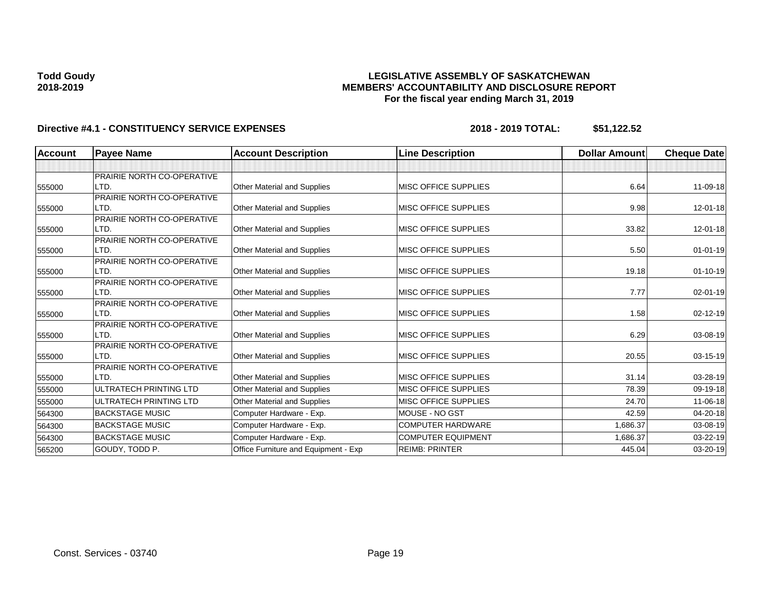**Todd Goudy**
**2018-2019**

# LEGISLATIVE ASSEMBLY OF SASKATCHEWAN
## MEMBERS' ACCOUNTABILITY AND DISCLOSURE REPORT
### For the fiscal year ending March 31, 2019

**Directive #4.1 - CONSTITUENCY SERVICE EXPENSES** **2018 - 2019 TOTAL: $51,122.52**

| Account | Payee Name | Account Description | Line Description | Dollar Amount | Cheque Date |
|---|---|---|---|---|---|
| | | | | | |
| 555000 | PRAIRIE NORTH CO-OPERATIVE LTD. | Other Material and Supplies | MISC OFFICE SUPPLIES | 6.64 | 11-09-18 |
| 555000 | PRAIRIE NORTH CO-OPERATIVE LTD. | Other Material and Supplies | MISC OFFICE SUPPLIES | 9.98 | 12-01-18 |
| 555000 | PRAIRIE NORTH CO-OPERATIVE LTD. | Other Material and Supplies | MISC OFFICE SUPPLIES | 33.82 | 12-01-18 |
| 555000 | PRAIRIE NORTH CO-OPERATIVE LTD. | Other Material and Supplies | MISC OFFICE SUPPLIES | 5.50 | 01-01-19 |
| 555000 | PRAIRIE NORTH CO-OPERATIVE LTD. | Other Material and Supplies | MISC OFFICE SUPPLIES | 19.18 | 01-10-19 |
| 555000 | PRAIRIE NORTH CO-OPERATIVE LTD. | Other Material and Supplies | MISC OFFICE SUPPLIES | 7.77 | 02-01-19 |
| 555000 | PRAIRIE NORTH CO-OPERATIVE LTD. | Other Material and Supplies | MISC OFFICE SUPPLIES | 1.58 | 02-12-19 |
| 555000 | PRAIRIE NORTH CO-OPERATIVE LTD. | Other Material and Supplies | MISC OFFICE SUPPLIES | 6.29 | 03-08-19 |
| 555000 | PRAIRIE NORTH CO-OPERATIVE LTD. | Other Material and Supplies | MISC OFFICE SUPPLIES | 20.55 | 03-15-19 |
| 555000 | PRAIRIE NORTH CO-OPERATIVE LTD. | Other Material and Supplies | MISC OFFICE SUPPLIES | 31.14 | 03-28-19 |
| 555000 | ULTRATECH PRINTING LTD | Other Material and Supplies | MISC OFFICE SUPPLIES | 78.39 | 09-19-18 |
| 555000 | ULTRATECH PRINTING LTD | Other Material and Supplies | MISC OFFICE SUPPLIES | 24.70 | 11-06-18 |
| 564300 | BACKSTAGE MUSIC | Computer Hardware - Exp. | MOUSE - NO GST | 42.59 | 04-20-18 |
| 564300 | BACKSTAGE MUSIC | Computer Hardware - Exp. | COMPUTER HARDWARE | 1,686.37 | 03-08-19 |
| 564300 | BACKSTAGE MUSIC | Computer Hardware - Exp. | COMPUTER EQUIPMENT | 1,686.37 | 03-22-19 |
| 565200 | GOUDY, TODD P. | Office Furniture and Equipment - Exp | REIMB: PRINTER | 445.04 | 03-20-19 |

Const. Services - 03740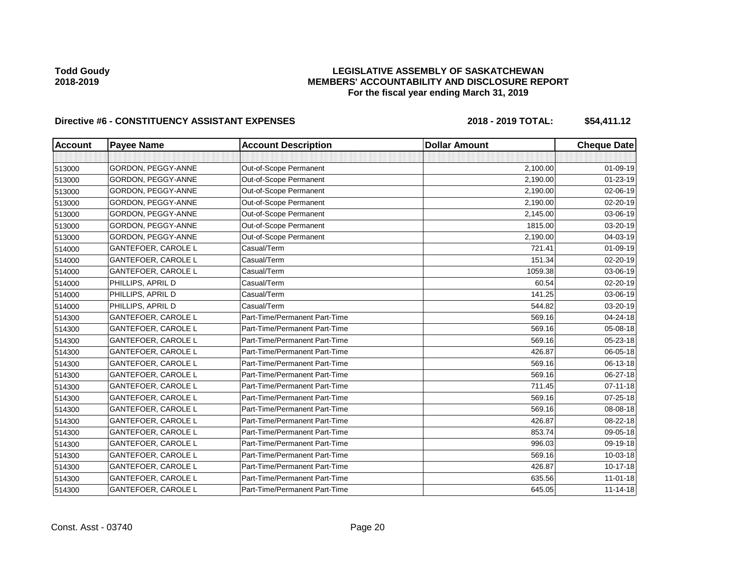**Todd Goudy**
**2018-2019**

**LEGISLATIVE ASSEMBLY OF SASKATCHEWAN**
**MEMBERS' ACCOUNTABILITY AND DISCLOSURE REPORT**
**For the fiscal year ending March 31, 2019**

**Directive #6 - CONSTITUENCY ASSISTANT EXPENSES** **2018 - 2019 TOTAL: $54,411.12**

| Account | Payee Name | Account Description | Dollar Amount | Cheque Date |
|---|---|---|---|---|
| | | | | |
| 513000 | GORDON, PEGGY-ANNE | Out-of-Scope Permanent | 2,100.00 | 01-09-19 |
| 513000 | GORDON, PEGGY-ANNE | Out-of-Scope Permanent | 2,190.00 | 01-23-19 |
| 513000 | GORDON, PEGGY-ANNE | Out-of-Scope Permanent | 2,190.00 | 02-06-19 |
| 513000 | GORDON, PEGGY-ANNE | Out-of-Scope Permanent | 2,190.00 | 02-20-19 |
| 513000 | GORDON, PEGGY-ANNE | Out-of-Scope Permanent | 2,145.00 | 03-06-19 |
| 513000 | GORDON, PEGGY-ANNE | Out-of-Scope Permanent | 1815.00 | 03-20-19 |
| 513000 | GORDON, PEGGY-ANNE | Out-of-Scope Permanent | 2,190.00 | 04-03-19 |
| 514000 | GANTEFOER, CAROLE L | Casual/Term | 721.41 | 01-09-19 |
| 514000 | GANTEFOER, CAROLE L | Casual/Term | 151.34 | 02-20-19 |
| 514000 | GANTEFOER, CAROLE L | Casual/Term | 1059.38 | 03-06-19 |
| 514000 | PHILLIPS, APRIL D | Casual/Term | 60.54 | 02-20-19 |
| 514000 | PHILLIPS, APRIL D | Casual/Term | 141.25 | 03-06-19 |
| 514000 | PHILLIPS, APRIL D | Casual/Term | 544.82 | 03-20-19 |
| 514300 | GANTEFOER, CAROLE L | Part-Time/Permanent Part-Time | 569.16 | 04-24-18 |
| 514300 | GANTEFOER, CAROLE L | Part-Time/Permanent Part-Time | 569.16 | 05-08-18 |
| 514300 | GANTEFOER, CAROLE L | Part-Time/Permanent Part-Time | 569.16 | 05-23-18 |
| 514300 | GANTEFOER, CAROLE L | Part-Time/Permanent Part-Time | 426.87 | 06-05-18 |
| 514300 | GANTEFOER, CAROLE L | Part-Time/Permanent Part-Time | 569.16 | 06-13-18 |
| 514300 | GANTEFOER, CAROLE L | Part-Time/Permanent Part-Time | 569.16 | 06-27-18 |
| 514300 | GANTEFOER, CAROLE L | Part-Time/Permanent Part-Time | 711.45 | 07-11-18 |
| 514300 | GANTEFOER, CAROLE L | Part-Time/Permanent Part-Time | 569.16 | 07-25-18 |
| 514300 | GANTEFOER, CAROLE L | Part-Time/Permanent Part-Time | 569.16 | 08-08-18 |
| 514300 | GANTEFOER, CAROLE L | Part-Time/Permanent Part-Time | 426.87 | 08-22-18 |
| 514300 | GANTEFOER, CAROLE L | Part-Time/Permanent Part-Time | 853.74 | 09-05-18 |
| 514300 | GANTEFOER, CAROLE L | Part-Time/Permanent Part-Time | 996.03 | 09-19-18 |
| 514300 | GANTEFOER, CAROLE L | Part-Time/Permanent Part-Time | 569.16 | 10-03-18 |
| 514300 | GANTEFOER, CAROLE L | Part-Time/Permanent Part-Time | 426.87 | 10-17-18 |
| 514300 | GANTEFOER, CAROLE L | Part-Time/Permanent Part-Time | 635.56 | 11-01-18 |
| 514300 | GANTEFOER, CAROLE L | Part-Time/Permanent Part-Time | 645.05 | 11-14-18 |

Const. Asst - 03740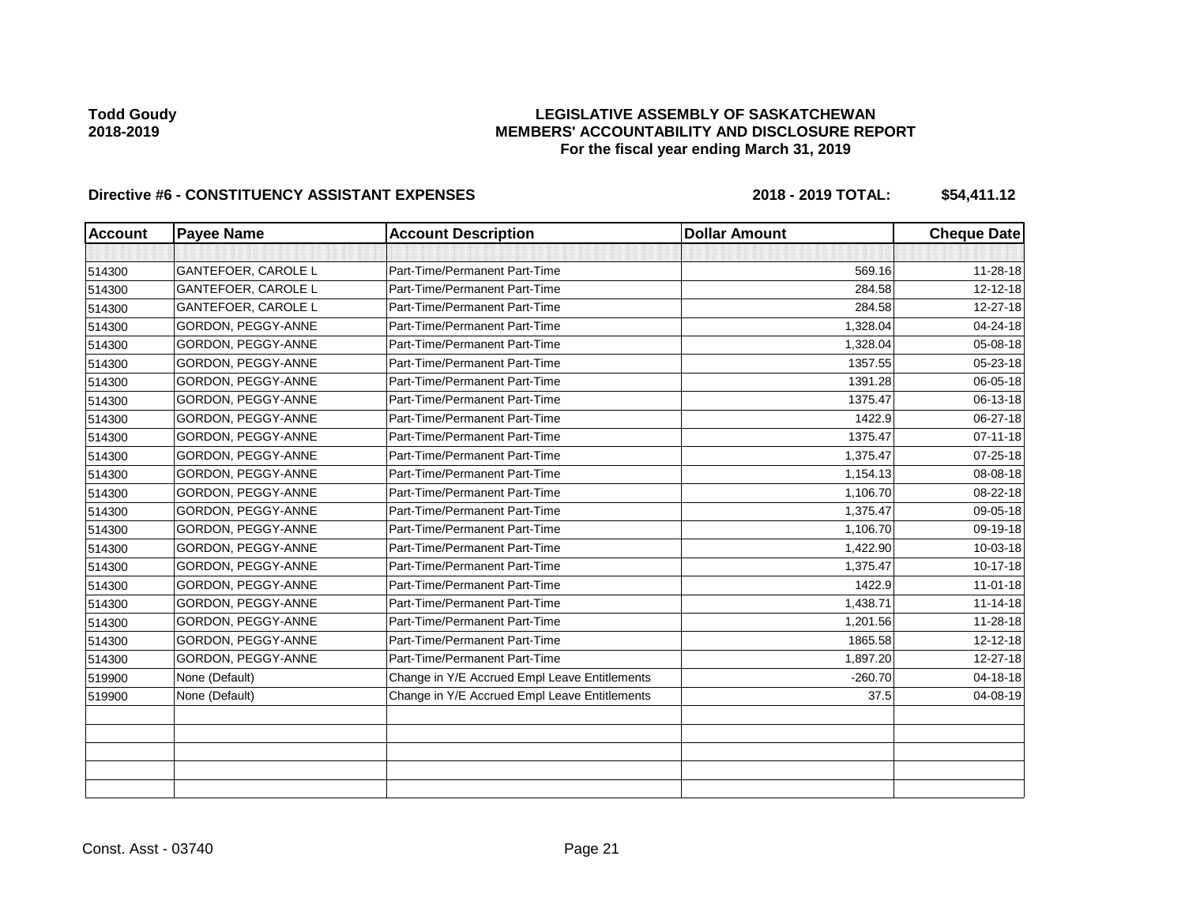**Todd Goudy**
**2018-2019**

**LEGISLATIVE ASSEMBLY OF SASKATCHEWAN**
**MEMBERS' ACCOUNTABILITY AND DISCLOSURE REPORT**
**For the fiscal year ending March 31, 2019**

**Directive #6 - CONSTITUENCY ASSISTANT EXPENSES** **2018 - 2019 TOTAL: $54,411.12**

| Account | Payee Name | Account Description | Dollar Amount | Cheque Date |
|---|---|---|---|---|
| | | | | |
| 514300 | GANTEFOER, CAROLE L | Part-Time/Permanent Part-Time | 569.16 | 11-28-18 |
| 514300 | GANTEFOER, CAROLE L | Part-Time/Permanent Part-Time | 284.58 | 12-12-18 |
| 514300 | GANTEFOER, CAROLE L | Part-Time/Permanent Part-Time | 284.58 | 12-27-18 |
| 514300 | GORDON, PEGGY-ANNE | Part-Time/Permanent Part-Time | 1,328.04 | 04-24-18 |
| 514300 | GORDON, PEGGY-ANNE | Part-Time/Permanent Part-Time | 1,328.04 | 05-08-18 |
| 514300 | GORDON, PEGGY-ANNE | Part-Time/Permanent Part-Time | 1357.55 | 05-23-18 |
| 514300 | GORDON, PEGGY-ANNE | Part-Time/Permanent Part-Time | 1391.28 | 06-05-18 |
| 514300 | GORDON, PEGGY-ANNE | Part-Time/Permanent Part-Time | 1375.47 | 06-13-18 |
| 514300 | GORDON, PEGGY-ANNE | Part-Time/Permanent Part-Time | 1422.9 | 06-27-18 |
| 514300 | GORDON, PEGGY-ANNE | Part-Time/Permanent Part-Time | 1375.47 | 07-11-18 |
| 514300 | GORDON, PEGGY-ANNE | Part-Time/Permanent Part-Time | 1,375.47 | 07-25-18 |
| 514300 | GORDON, PEGGY-ANNE | Part-Time/Permanent Part-Time | 1,154.13 | 08-08-18 |
| 514300 | GORDON, PEGGY-ANNE | Part-Time/Permanent Part-Time | 1,106.70 | 08-22-18 |
| 514300 | GORDON, PEGGY-ANNE | Part-Time/Permanent Part-Time | 1,375.47 | 09-05-18 |
| 514300 | GORDON, PEGGY-ANNE | Part-Time/Permanent Part-Time | 1,106.70 | 09-19-18 |
| 514300 | GORDON, PEGGY-ANNE | Part-Time/Permanent Part-Time | 1,422.90 | 10-03-18 |
| 514300 | GORDON, PEGGY-ANNE | Part-Time/Permanent Part-Time | 1,375.47 | 10-17-18 |
| 514300 | GORDON, PEGGY-ANNE | Part-Time/Permanent Part-Time | 1422.9 | 11-01-18 |
| 514300 | GORDON, PEGGY-ANNE | Part-Time/Permanent Part-Time | 1,438.71 | 11-14-18 |
| 514300 | GORDON, PEGGY-ANNE | Part-Time/Permanent Part-Time | 1,201.56 | 11-28-18 |
| 514300 | GORDON, PEGGY-ANNE | Part-Time/Permanent Part-Time | 1865.58 | 12-12-18 |
| 514300 | GORDON, PEGGY-ANNE | Part-Time/Permanent Part-Time | 1,897.20 | 12-27-18 |
| 519900 | None (Default) | Change in Y/E Accrued Empl Leave Entitlements | -260.70 | 04-18-18 |
| 519900 | None (Default) | Change in Y/E Accrued Empl Leave Entitlements | 37.5 | 04-08-19 |
| | | | | |
| | | | | |
| | | | | |
| | | | | |
| | | | | |

Const. Asst - 03740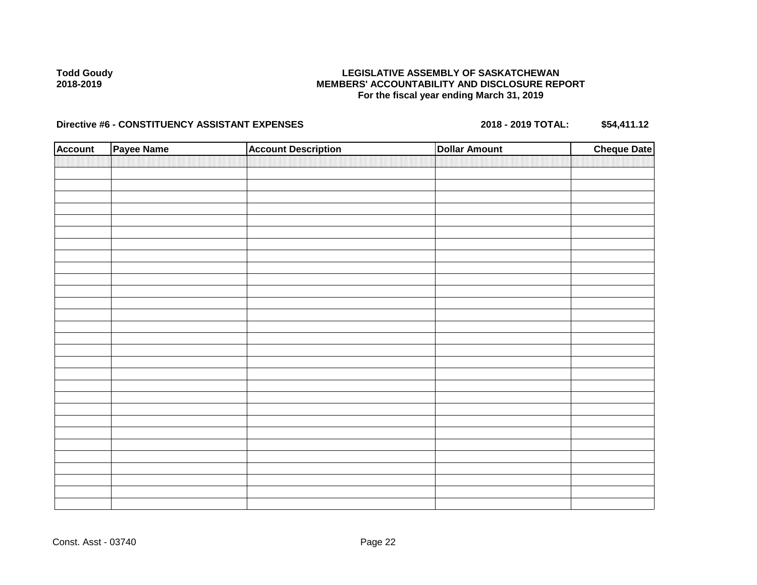**Todd Goudy**
**2018-2019**

**LEGISLATIVE ASSEMBLY OF SASKATCHEWAN**
**MEMBERS' ACCOUNTABILITY AND DISCLOSURE REPORT**
**For the fiscal year ending March 31, 2019**

**Directive #6 - CONSTITUENCY ASSISTANT EXPENSES** **2018 - 2019 TOTAL: $54,411.12**

| Account | Payee Name | Account Description | Dollar Amount | Cheque Date |
|---|---|---|---|---|
| | | | | |

Const. Asst - 03740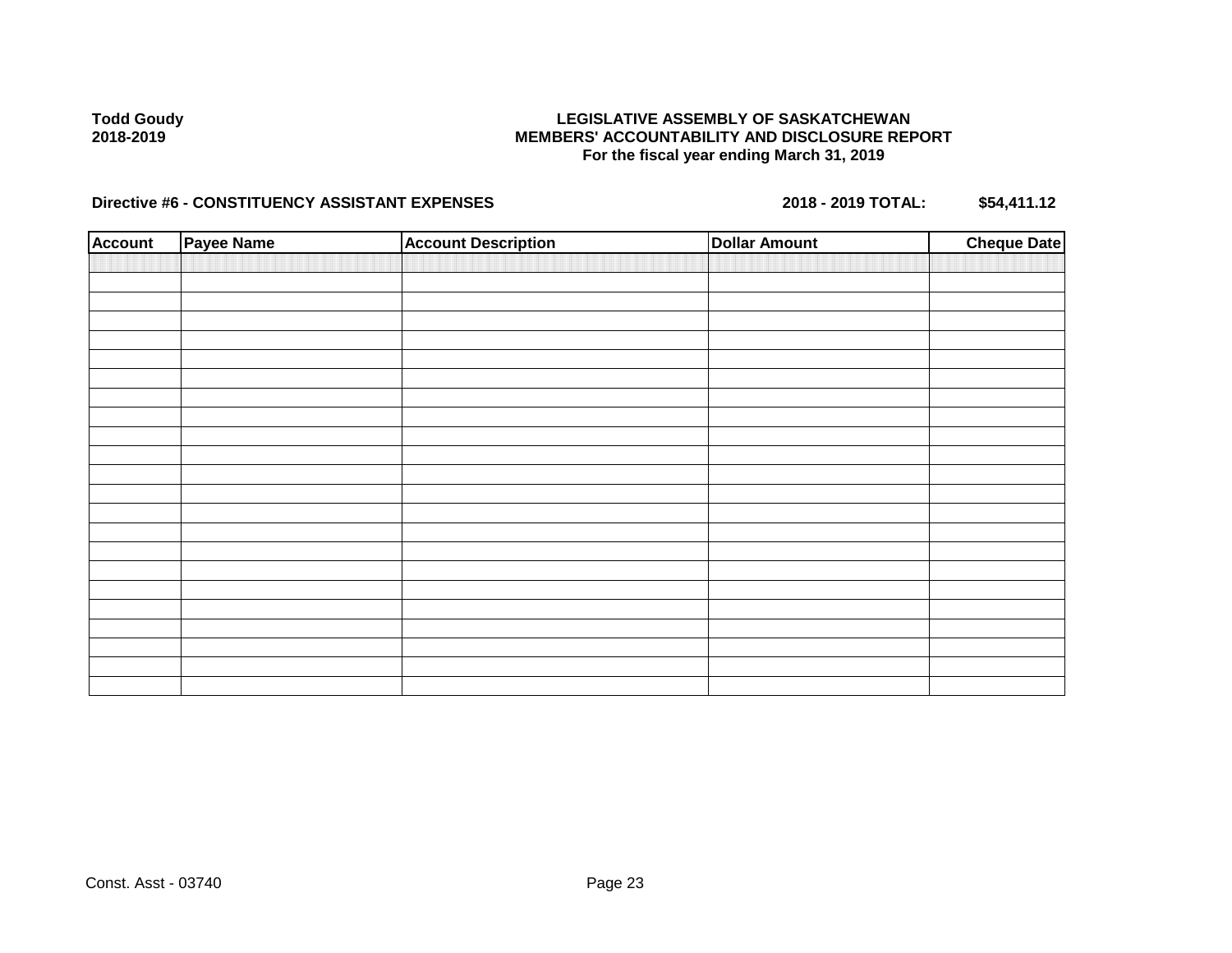**Todd Goudy**
**2018-2019**

**LEGISLATIVE ASSEMBLY OF SASKATCHEWAN**
**MEMBERS' ACCOUNTABILITY AND DISCLOSURE REPORT**
**For the fiscal year ending March 31, 2019**

**Directive #6 - CONSTITUENCY ASSISTANT EXPENSES** **2018 - 2019 TOTAL: $54,411.12**

| Account | Payee Name | Account Description | Dollar Amount | Cheque Date |
|---|---|---|---|---|
| | | | | |

Const. Asst - 03740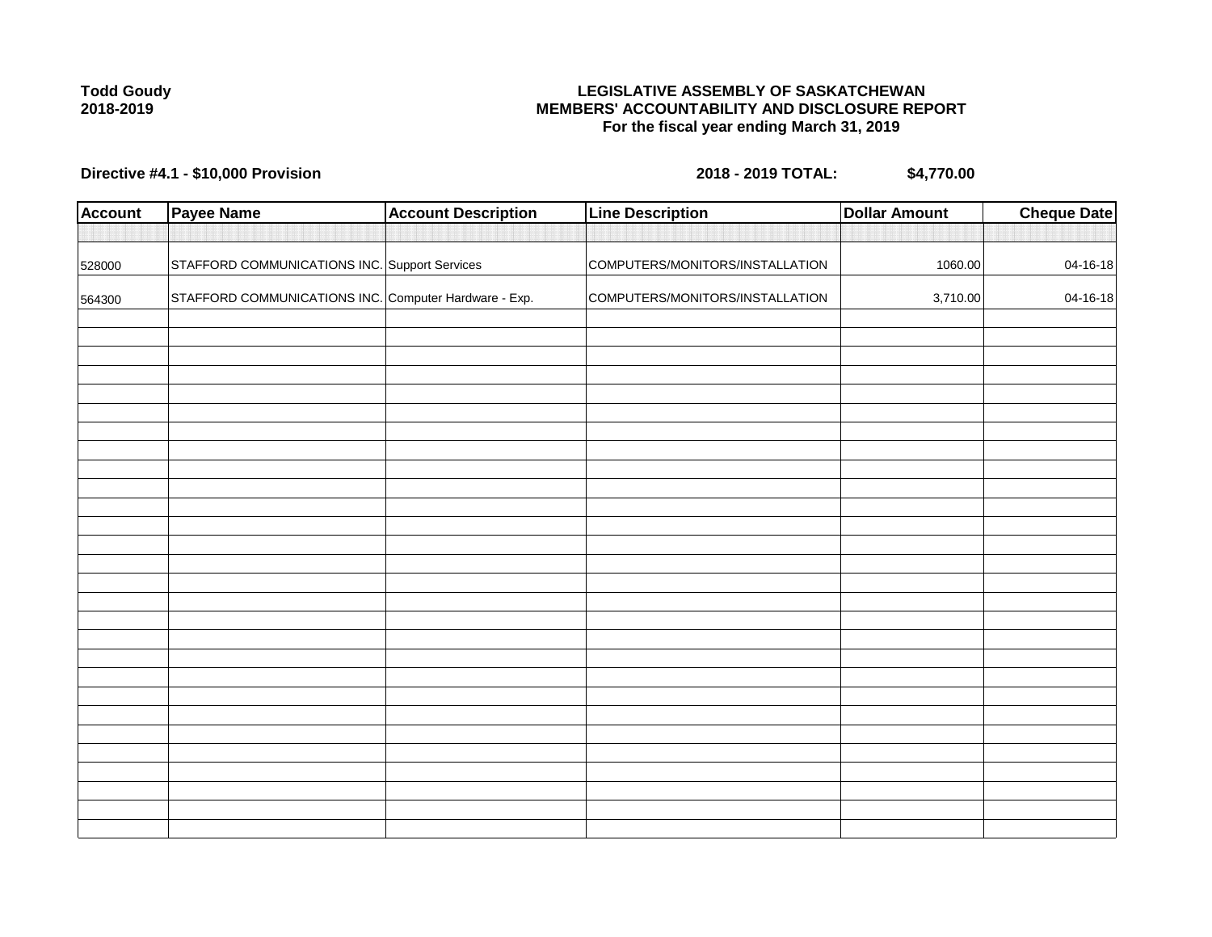**Todd Goudy**
**2018-2019**

**LEGISLATIVE ASSEMBLY OF SASKATCHEWAN**
**MEMBERS' ACCOUNTABILITY AND DISCLOSURE REPORT**
**For the fiscal year ending March 31, 2019**

**Directive #4.1 - $10,000 Provision** **2018 - 2019 TOTAL: $4,770.00**

| Account | Payee Name | Account Description | Line Description | Dollar Amount | Cheque Date |
|---|---|---|---|---|---|
| 528000 | STAFFORD COMMUNICATIONS INC. | Support Services | COMPUTERS/MONITORS/INSTALLATION | 1060.00 | 04-16-18 |
| 564300 | STAFFORD COMMUNICATIONS INC. | Computer Hardware - Exp. | COMPUTERS/MONITORS/INSTALLATION | 3,710.00 | 04-16-18 |